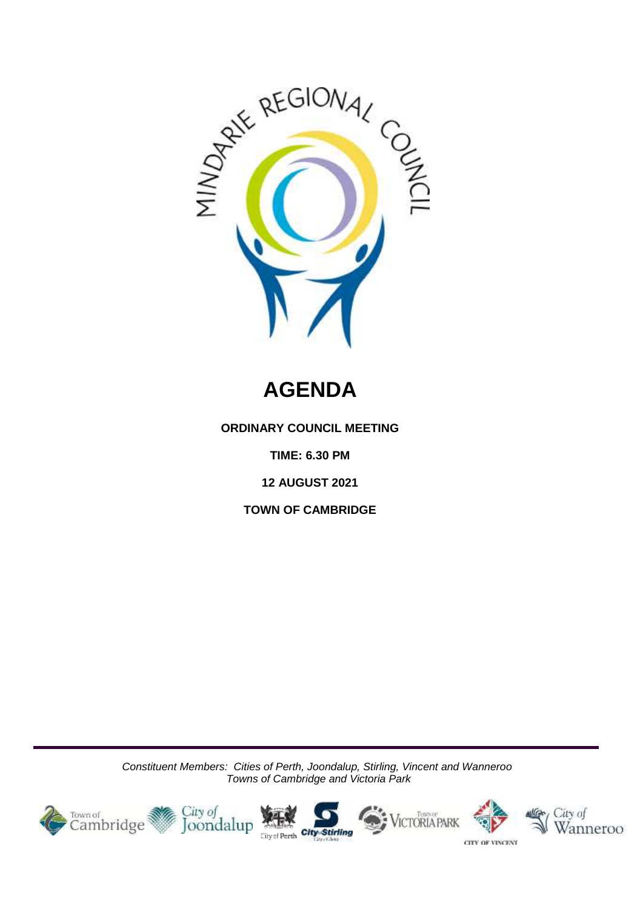# AGENDA

**ORDINARY COUNCIL MEETING**

**TIME: 6.30 PM**

**12 AUGUST 2021**

**TOWN OF CAMBRIDGE**

*Constituent Members: Cities of Perth, Joondalup, Stirling, Vincent and Wanneroo*
*Towns of Cambridge and Victoria Park*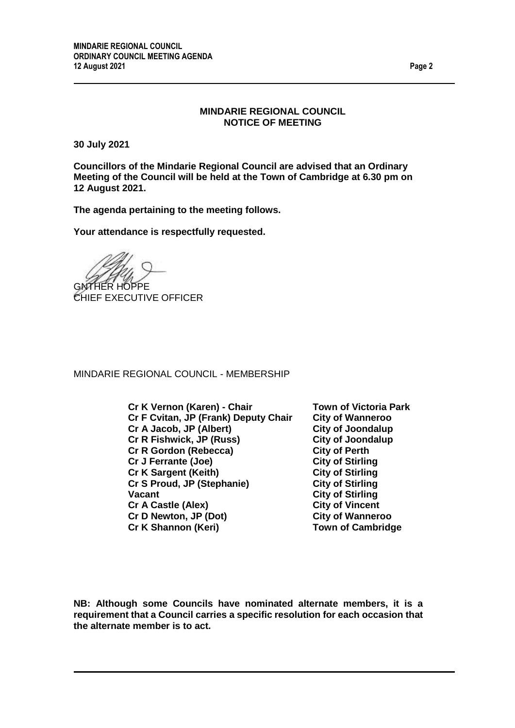## MINDARIE REGIONAL COUNCIL
## NOTICE OF MEETING

**30 July 2021**

**Councillors of the Mindarie Regional Council are advised that an Ordinary Meeting of the Council will be held at the Town of Cambridge at 6.30 pm on 12 August 2021.**

**The agenda pertaining to the meeting follows.**

**Your attendance is respectfully requested.**

GNTHER HOPPE
CHIEF EXECUTIVE OFFICER

MINDARIE REGIONAL COUNCIL - MEMBERSHIP

| | |
|---|---|
| **Cr K Vernon (Karen) - Chair** | **Town of Victoria Park** |
| **Cr F Cvitan, JP (Frank) Deputy Chair** | **City of Wanneroo** |
| **Cr A Jacob, JP (Albert)** | **City of Joondalup** |
| **Cr R Fishwick, JP (Russ)** | **City of Joondalup** |
| **Cr R Gordon (Rebecca)** | **City of Perth** |
| **Cr J Ferrante (Joe)** | **City of Stirling** |
| **Cr K Sargent (Keith)** | **City of Stirling** |
| **Cr S Proud, JP (Stephanie)** | **City of Stirling** |
| **Vacant** | **City of Stirling** |
| **Cr A Castle (Alex)** | **City of Vincent** |
| **Cr D Newton, JP (Dot)** | **City of Wanneroo** |
| **Cr K Shannon (Keri)** | **Town of Cambridge** |

**NB: Although some Councils have nominated alternate members, it is a requirement that a Council carries a specific resolution for each occasion that the alternate member is to act.**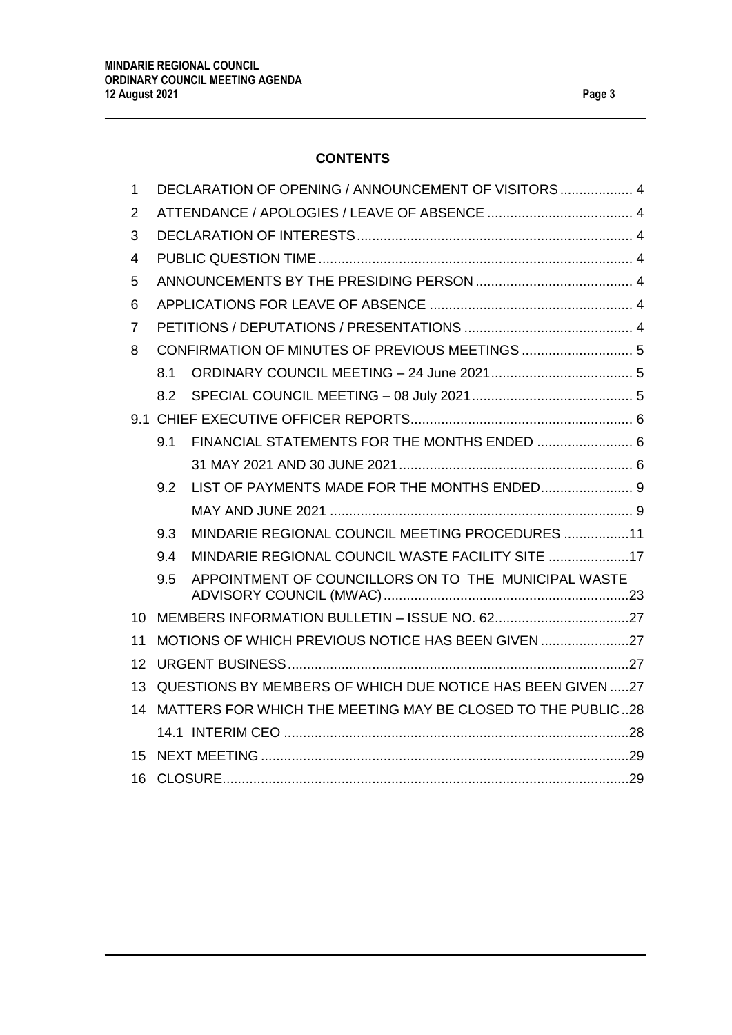**CONTENTS**

| | | | |
|---|---|---|---|
| 1 | DECLARATION OF OPENING / ANNOUNCEMENT OF VISITORS | | 4 |
| 2 | ATTENDANCE / APOLOGIES / LEAVE OF ABSENCE | | 4 |
| 3 | DECLARATION OF INTERESTS | | 4 |
| 4 | PUBLIC QUESTION TIME | | 4 |
| 5 | ANNOUNCEMENTS BY THE PRESIDING PERSON | | 4 |
| 6 | APPLICATIONS FOR LEAVE OF ABSENCE | | 4 |
| 7 | PETITIONS / DEPUTATIONS / PRESENTATIONS | | 4 |
| 8 | CONFIRMATION OF MINUTES OF PREVIOUS MEETINGS | | 5 |
| | 8.1 | ORDINARY COUNCIL MEETING – 24 June 2021 | 5 |
| | 8.2 | SPECIAL COUNCIL MEETING – 08 July 2021 | 5 |
| 9.1 | CHIEF EXECUTIVE OFFICER REPORTS | | 6 |
| | 9.1 | FINANCIAL STATEMENTS FOR THE MONTHS ENDED | 6 |
| | | 31 MAY 2021 AND 30 JUNE 2021 | 6 |
| | 9.2 | LIST OF PAYMENTS MADE FOR THE MONTHS ENDED | 9 |
| | | MAY AND JUNE 2021 | 9 |
| | 9.3 | MINDARIE REGIONAL COUNCIL MEETING PROCEDURES | 11 |
| | 9.4 | MINDARIE REGIONAL COUNCIL WASTE FACILITY SITE | 17 |
| | 9.5 | APPOINTMENT OF COUNCILLORS ON TO THE MUNICIPAL WASTE ADVISORY COUNCIL (MWAC) | 23 |
| 10 | MEMBERS INFORMATION BULLETIN – ISSUE NO. 62 | | 27 |
| 11 | MOTIONS OF WHICH PREVIOUS NOTICE HAS BEEN GIVEN | | 27 |
| 12 | URGENT BUSINESS | | 27 |
| 13 | QUESTIONS BY MEMBERS OF WHICH DUE NOTICE HAS BEEN GIVEN | | 27 |
| 14 | MATTERS FOR WHICH THE MEETING MAY BE CLOSED TO THE PUBLIC | | 28 |
| | 14.1 | INTERIM CEO | 28 |
| 15 | NEXT MEETING | | 29 |
| 16 | CLOSURE | | 29 |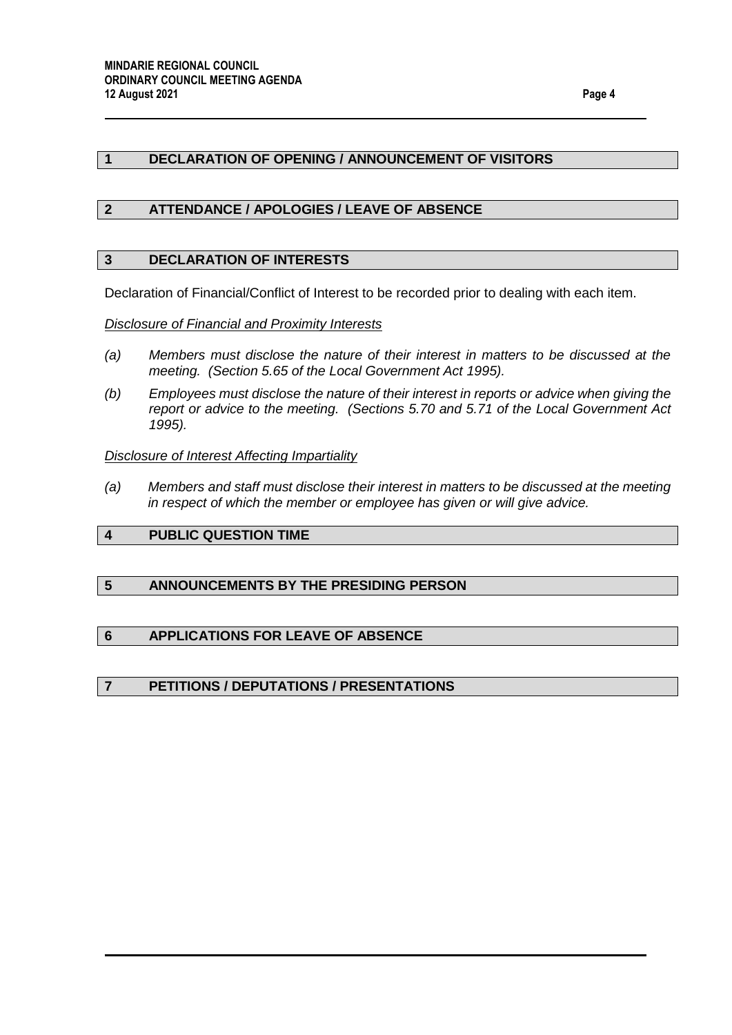## 1 DECLARATION OF OPENING / ANNOUNCEMENT OF VISITORS

## 2 ATTENDANCE / APOLOGIES / LEAVE OF ABSENCE

## 3 DECLARATION OF INTERESTS

Declaration of Financial/Conflict of Interest to be recorded prior to dealing with each item.

*<u>Disclosure of Financial and Proximity Interests</u>*

*(a) Members must disclose the nature of their interest in matters to be discussed at the meeting. (Section 5.65 of the Local Government Act 1995).*

*(b) Employees must disclose the nature of their interest in reports or advice when giving the report or advice to the meeting. (Sections 5.70 and 5.71 of the Local Government Act 1995).*

*<u>Disclosure of Interest Affecting Impartiality</u>*

*(a) Members and staff must disclose their interest in matters to be discussed at the meeting in respect of which the member or employee has given or will give advice.*

## 4 PUBLIC QUESTION TIME

## 5 ANNOUNCEMENTS BY THE PRESIDING PERSON

## 6 APPLICATIONS FOR LEAVE OF ABSENCE

## 7 PETITIONS / DEPUTATIONS / PRESENTATIONS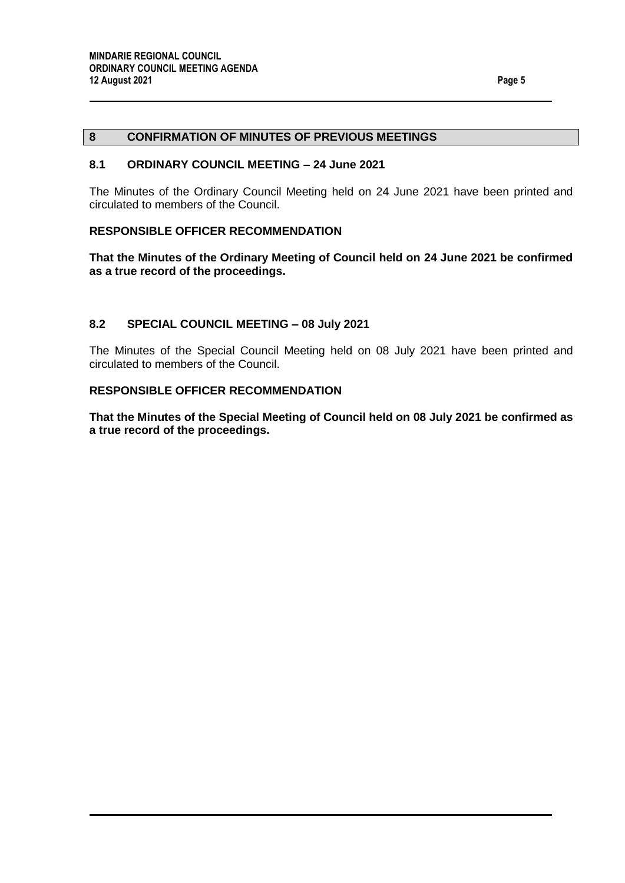## 8 CONFIRMATION OF MINUTES OF PREVIOUS MEETINGS

### 8.1 ORDINARY COUNCIL MEETING – 24 June 2021

The Minutes of the Ordinary Council Meeting held on 24 June 2021 have been printed and circulated to members of the Council.

**RESPONSIBLE OFFICER RECOMMENDATION**

**That the Minutes of the Ordinary Meeting of Council held on 24 June 2021 be confirmed as a true record of the proceedings.**

### 8.2 SPECIAL COUNCIL MEETING – 08 July 2021

The Minutes of the Special Council Meeting held on 08 July 2021 have been printed and circulated to members of the Council.

**RESPONSIBLE OFFICER RECOMMENDATION**

**That the Minutes of the Special Meeting of Council held on 08 July 2021 be confirmed as a true record of the proceedings.**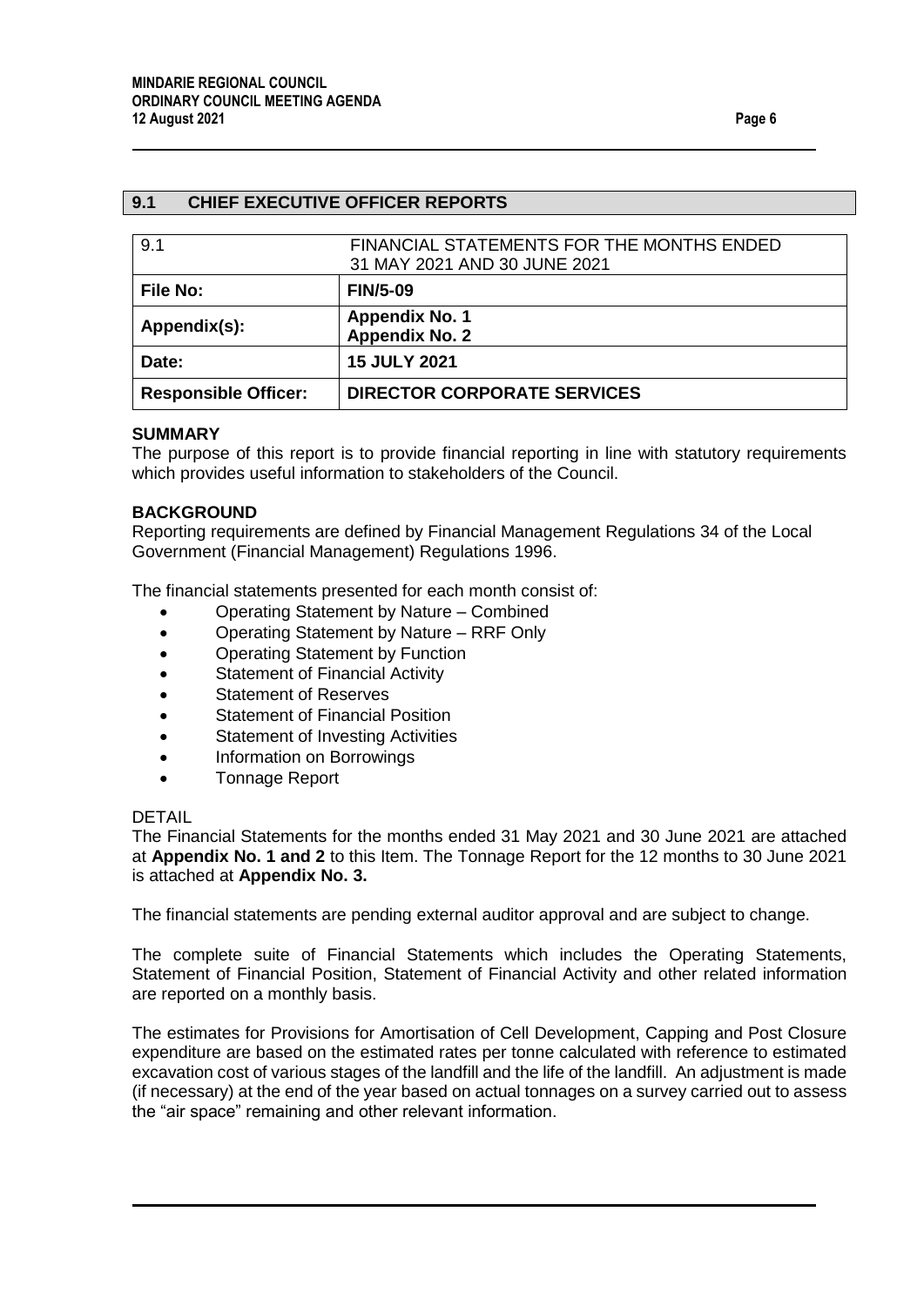## 9.1 CHIEF EXECUTIVE OFFICER REPORTS

| 9.1 | FINANCIAL STATEMENTS FOR THE MONTHS ENDED 31 MAY 2021 AND 30 JUNE 2021 |
|---|---|
| **File No:** | **FIN/5-09** |
| **Appendix(s):** | **Appendix No. 1**<br>**Appendix No. 2** |
| **Date:** | **15 JULY 2021** |
| **Responsible Officer:** | **DIRECTOR CORPORATE SERVICES** |

**SUMMARY**

The purpose of this report is to provide financial reporting in line with statutory requirements which provides useful information to stakeholders of the Council.

**BACKGROUND**

Reporting requirements are defined by Financial Management Regulations 34 of the Local Government (Financial Management) Regulations 1996.

The financial statements presented for each month consist of:

- Operating Statement by Nature – Combined
- Operating Statement by Nature – RRF Only
- Operating Statement by Function
- Statement of Financial Activity
- Statement of Reserves
- Statement of Financial Position
- Statement of Investing Activities
- Information on Borrowings
- Tonnage Report

DETAIL

The Financial Statements for the months ended 31 May 2021 and 30 June 2021 are attached at **Appendix No. 1 and 2** to this Item. The Tonnage Report for the 12 months to 30 June 2021 is attached at **Appendix No. 3.**

The financial statements are pending external auditor approval and are subject to change.

The complete suite of Financial Statements which includes the Operating Statements, Statement of Financial Position, Statement of Financial Activity and other related information are reported on a monthly basis.

The estimates for Provisions for Amortisation of Cell Development, Capping and Post Closure expenditure are based on the estimated rates per tonne calculated with reference to estimated excavation cost of various stages of the landfill and the life of the landfill. An adjustment is made (if necessary) at the end of the year based on actual tonnages on a survey carried out to assess the "air space" remaining and other relevant information.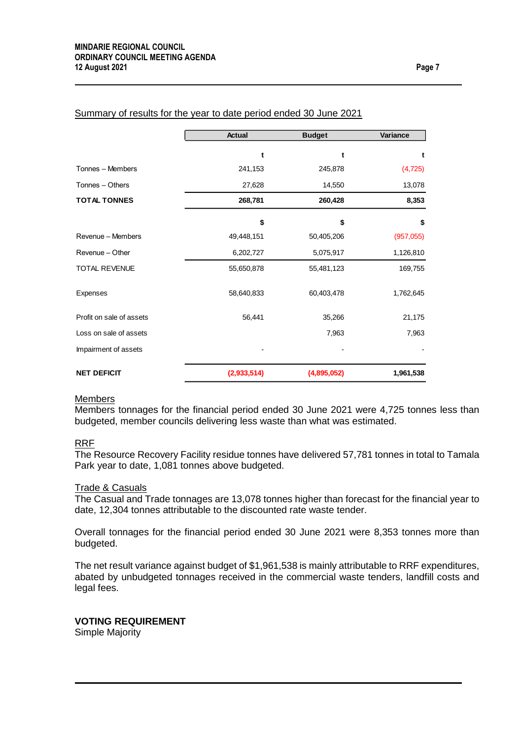Summary of results for the year to date period ended 30 June 2021

| | Actual | Budget | Variance |
|---|---|---|---|
| | t | t | t |
| Tonnes – Members | 241,153 | 245,878 | (4,725) |
| Tonnes – Others | 27,628 | 14,550 | 13,078 |
| **TOTAL TONNES** | **268,781** | **260,428** | **8,353** |
| | $ | $ | $ |
| Revenue – Members | 49,448,151 | 50,405,206 | (957,055) |
| Revenue – Other | 6,202,727 | 5,075,917 | 1,126,810 |
| TOTAL REVENUE | 55,650,878 | 55,481,123 | 169,755 |
| Expenses | 58,640,833 | 60,403,478 | 1,762,645 |
| Profit on sale of assets | 56,441 | 35,266 | 21,175 |
| Loss on sale of assets | | 7,963 | 7,963 |
| Impairment of assets | - | - | - |
| **NET DEFICIT** | **(2,933,514)** | **(4,895,052)** | **1,961,538** |

Members

Members tonnages for the financial period ended 30 June 2021 were 4,725 tonnes less than budgeted, member councils delivering less waste than what was estimated.

RRF

The Resource Recovery Facility residue tonnes have delivered 57,781 tonnes in total to Tamala Park year to date, 1,081 tonnes above budgeted.

Trade & Casuals

The Casual and Trade tonnages are 13,078 tonnes higher than forecast for the financial year to date, 12,304 tonnes attributable to the discounted rate waste tender.

Overall tonnages for the financial period ended 30 June 2021 were 8,353 tonnes more than budgeted.

The net result variance against budget of $1,961,538 is mainly attributable to RRF expenditures, abated by unbudgeted tonnages received in the commercial waste tenders, landfill costs and legal fees.

**VOTING REQUIREMENT**

Simple Majority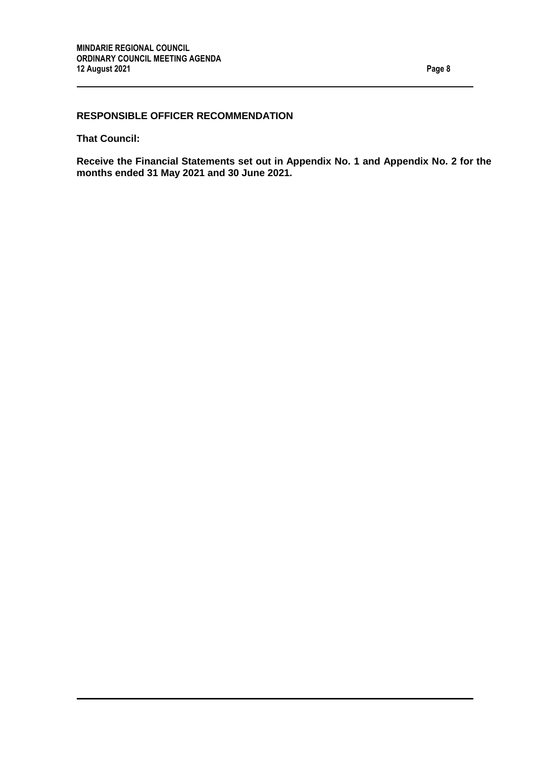## RESPONSIBLE OFFICER RECOMMENDATION

**That Council:**

**Receive the Financial Statements set out in Appendix No. 1 and Appendix No. 2 for the months ended 31 May 2021 and 30 June 2021.**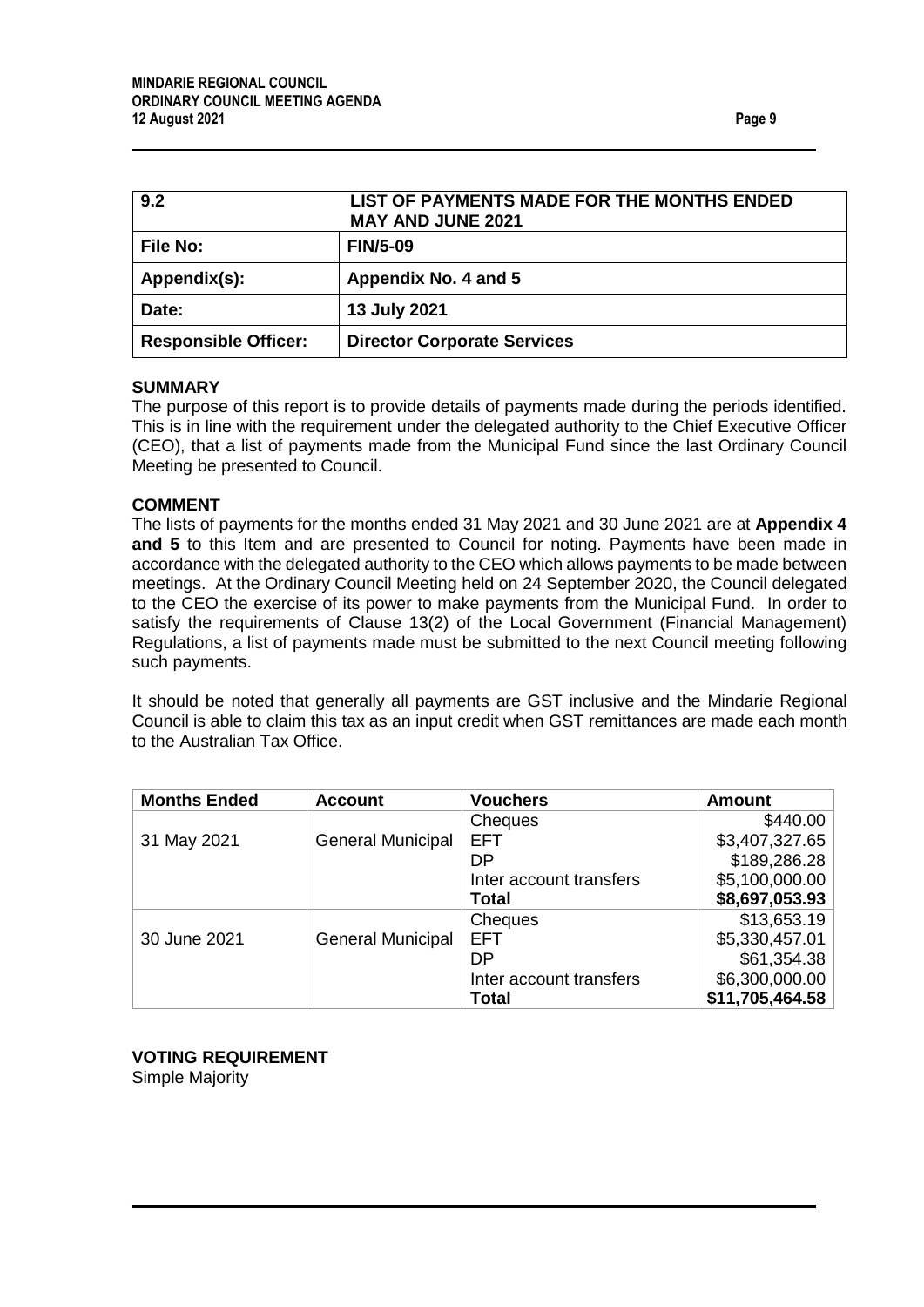| 9.2 | LIST OF PAYMENTS MADE FOR THE MONTHS ENDED MAY AND JUNE 2021 |
|---|---|
| **File No:** | **FIN/5-09** |
| **Appendix(s):** | **Appendix No. 4 and 5** |
| **Date:** | **13 July 2021** |
| **Responsible Officer:** | **Director Corporate Services** |

**SUMMARY**

The purpose of this report is to provide details of payments made during the periods identified. This is in line with the requirement under the delegated authority to the Chief Executive Officer (CEO), that a list of payments made from the Municipal Fund since the last Ordinary Council Meeting be presented to Council.

**COMMENT**

The lists of payments for the months ended 31 May 2021 and 30 June 2021 are at **Appendix 4 and 5** to this Item and are presented to Council for noting. Payments have been made in accordance with the delegated authority to the CEO which allows payments to be made between meetings. At the Ordinary Council Meeting held on 24 September 2020, the Council delegated to the CEO the exercise of its power to make payments from the Municipal Fund. In order to satisfy the requirements of Clause 13(2) of the Local Government (Financial Management) Regulations, a list of payments made must be submitted to the next Council meeting following such payments.

It should be noted that generally all payments are GST inclusive and the Mindarie Regional Council is able to claim this tax as an input credit when GST remittances are made each month to the Australian Tax Office.

| Months Ended | Account | Vouchers | Amount |
|---|---|---|---|
| 31 May 2021 | General Municipal | Cheques | $440.00 |
| | | EFT | $3,407,327.65 |
| | | DP | $189,286.28 |
| | | Inter account transfers | $5,100,000.00 |
| | | **Total** | **$8,697,053.93** |
| 30 June 2021 | General Municipal | Cheques | $13,653.19 |
| | | EFT | $5,330,457.01 |
| | | DP | $61,354.38 |
| | | Inter account transfers | $6,300,000.00 |
| | | **Total** | **$11,705,464.58** |

**VOTING REQUIREMENT**

Simple Majority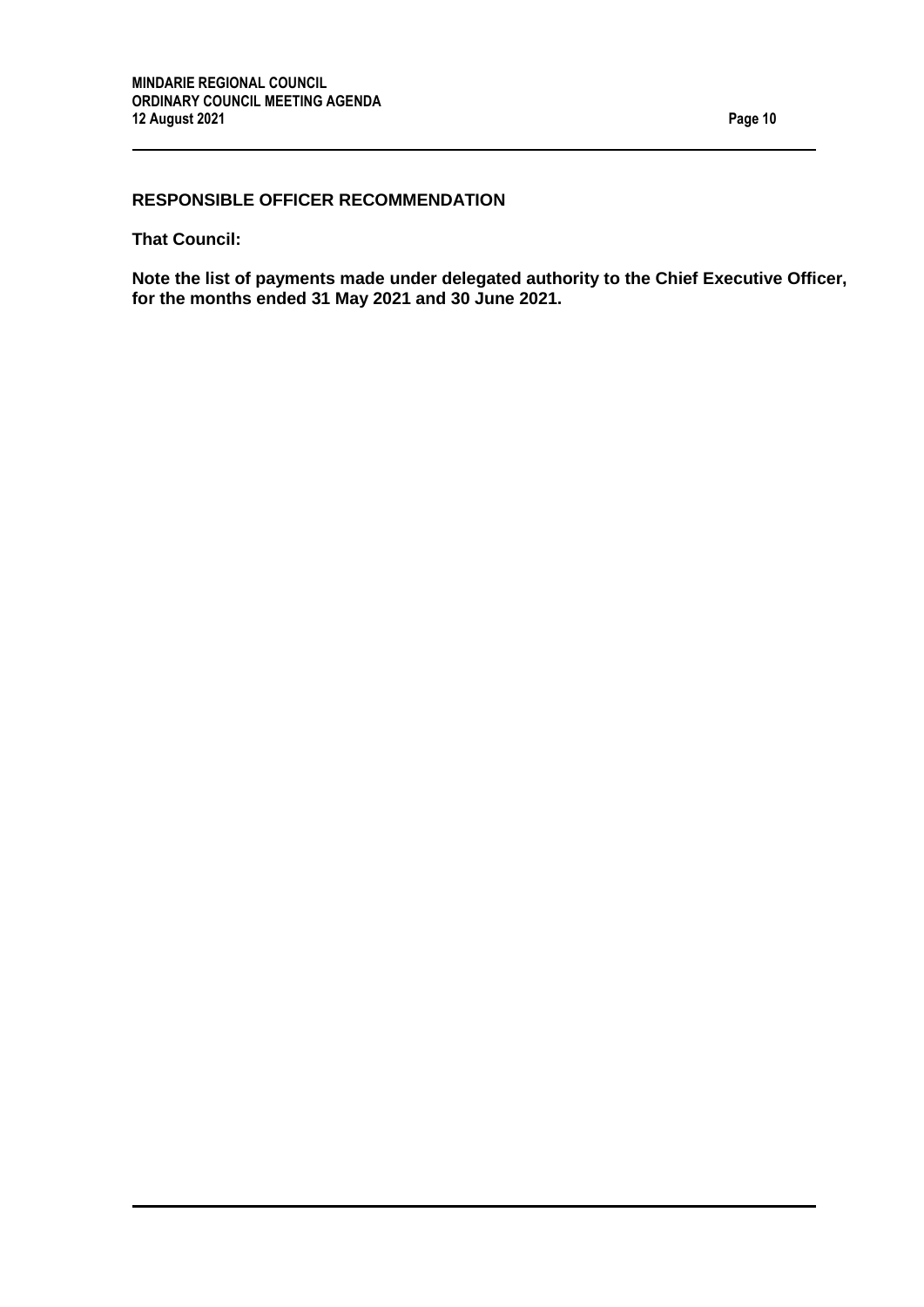### RESPONSIBLE OFFICER RECOMMENDATION

**That Council:**

**Note the list of payments made under delegated authority to the Chief Executive Officer, for the months ended 31 May 2021 and 30 June 2021.**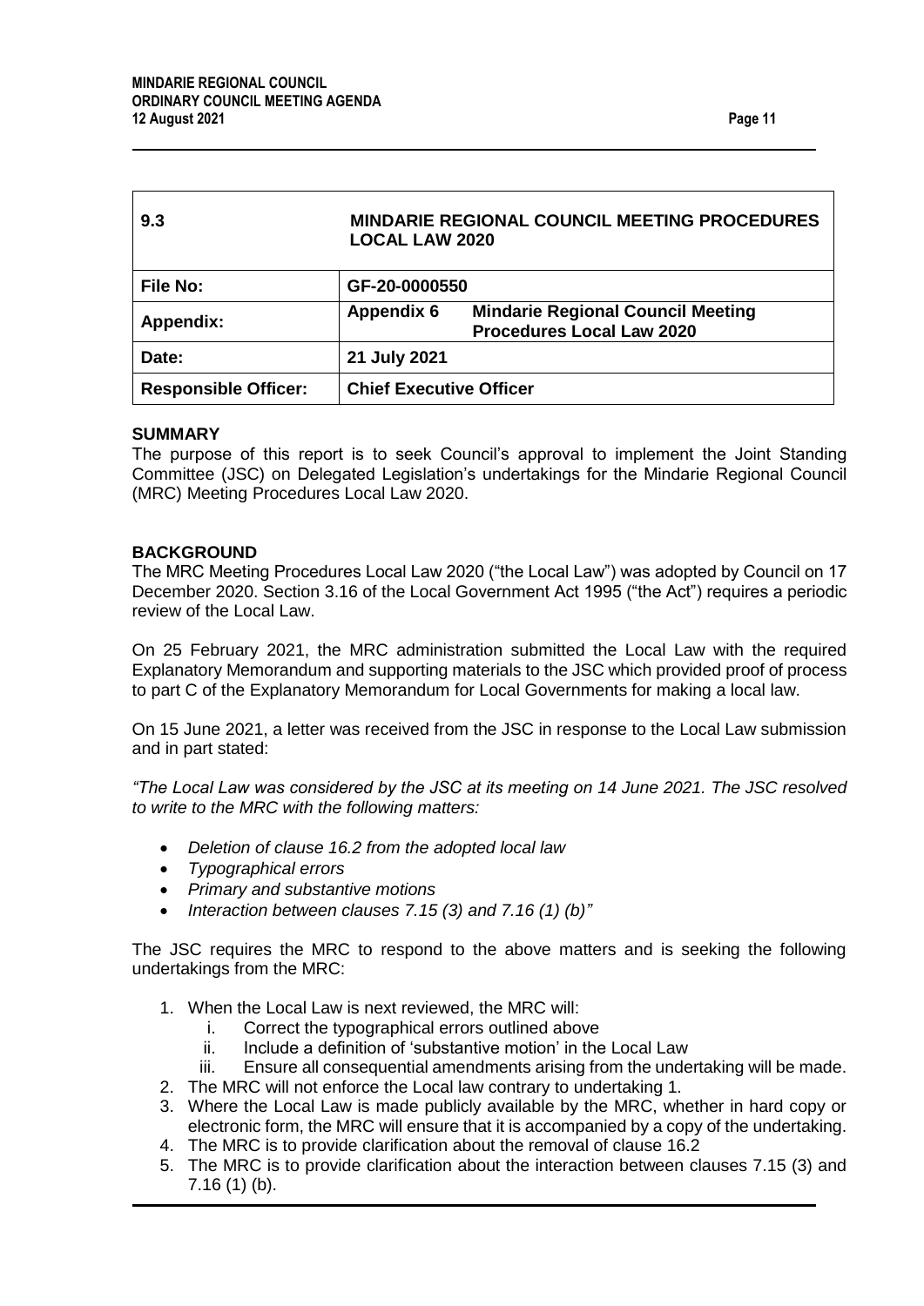| 9.3 | MINDARIE REGIONAL COUNCIL MEETING PROCEDURES LOCAL LAW 2020 |
|---|---|
| **File No:** | **GF-20-0000550** |
| **Appendix:** | **Appendix 6 Mindarie Regional Council Meeting Procedures Local Law 2020** |
| **Date:** | **21 July 2021** |
| **Responsible Officer:** | **Chief Executive Officer** |

## SUMMARY

The purpose of this report is to seek Council's approval to implement the Joint Standing Committee (JSC) on Delegated Legislation's undertakings for the Mindarie Regional Council (MRC) Meeting Procedures Local Law 2020.

## BACKGROUND

The MRC Meeting Procedures Local Law 2020 ("the Local Law") was adopted by Council on 17 December 2020. Section 3.16 of the Local Government Act 1995 ("the Act") requires a periodic review of the Local Law.

On 25 February 2021, the MRC administration submitted the Local Law with the required Explanatory Memorandum and supporting materials to the JSC which provided proof of process to part C of the Explanatory Memorandum for Local Governments for making a local law.

On 15 June 2021, a letter was received from the JSC in response to the Local Law submission and in part stated:

*"The Local Law was considered by the JSC at its meeting on 14 June 2021. The JSC resolved to write to the MRC with the following matters:*

- *Deletion of clause 16.2 from the adopted local law*
- *Typographical errors*
- *Primary and substantive motions*
- *Interaction between clauses 7.15 (3) and 7.16 (1) (b)"*

The JSC requires the MRC to respond to the above matters and is seeking the following undertakings from the MRC:

1. When the Local Law is next reviewed, the MRC will:
   i. Correct the typographical errors outlined above
   ii. Include a definition of 'substantive motion' in the Local Law
   iii. Ensure all consequential amendments arising from the undertaking will be made.
2. The MRC will not enforce the Local law contrary to undertaking 1.
3. Where the Local Law is made publicly available by the MRC, whether in hard copy or electronic form, the MRC will ensure that it is accompanied by a copy of the undertaking.
4. The MRC is to provide clarification about the removal of clause 16.2
5. The MRC is to provide clarification about the interaction between clauses 7.15 (3) and 7.16 (1) (b).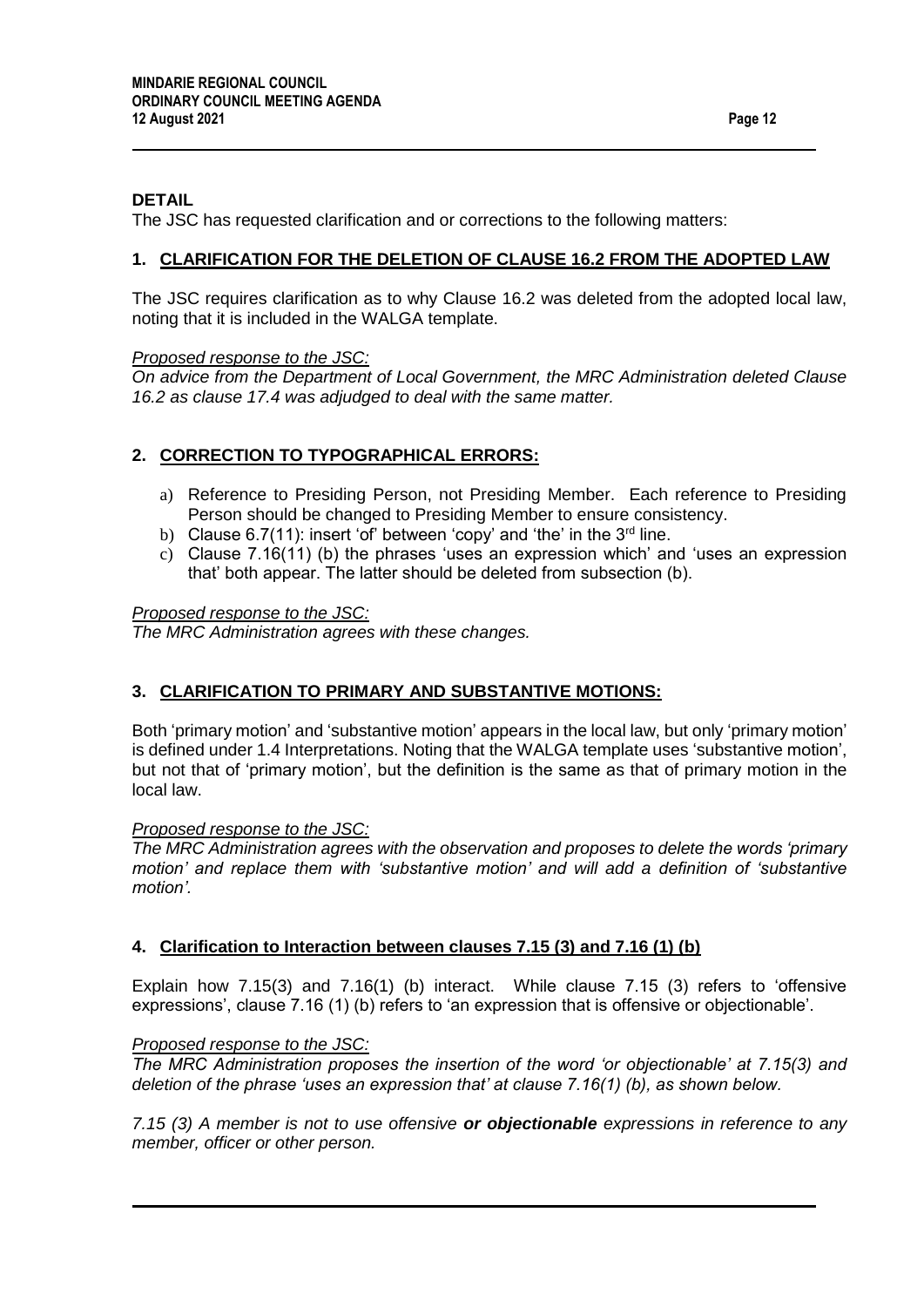## DETAIL

The JSC has requested clarification and or corrections to the following matters:

### 1. CLARIFICATION FOR THE DELETION OF CLAUSE 16.2 FROM THE ADOPTED LAW

The JSC requires clarification as to why Clause 16.2 was deleted from the adopted local law, noting that it is included in the WALGA template.

*Proposed response to the JSC:*

*On advice from the Department of Local Government, the MRC Administration deleted Clause 16.2 as clause 17.4 was adjudged to deal with the same matter.*

### 2. CORRECTION TO TYPOGRAPHICAL ERRORS:

a) Reference to Presiding Person, not Presiding Member. Each reference to Presiding Person should be changed to Presiding Member to ensure consistency.

b) Clause 6.7(11): insert 'of' between 'copy' and 'the' in the 3rd line.

c) Clause 7.16(11) (b) the phrases 'uses an expression which' and 'uses an expression that' both appear. The latter should be deleted from subsection (b).

*Proposed response to the JSC:*

*The MRC Administration agrees with these changes.*

### 3. CLARIFICATION TO PRIMARY AND SUBSTANTIVE MOTIONS:

Both 'primary motion' and 'substantive motion' appears in the local law, but only 'primary motion' is defined under 1.4 Interpretations. Noting that the WALGA template uses 'substantive motion', but not that of 'primary motion', but the definition is the same as that of primary motion in the local law.

*Proposed response to the JSC:*

*The MRC Administration agrees with the observation and proposes to delete the words 'primary motion' and replace them with 'substantive motion' and will add a definition of 'substantive motion'.*

### 4. Clarification to Interaction between clauses 7.15 (3) and 7.16 (1) (b)

Explain how 7.15(3) and 7.16(1) (b) interact. While clause 7.15 (3) refers to 'offensive expressions', clause 7.16 (1) (b) refers to 'an expression that is offensive or objectionable'.

*Proposed response to the JSC:*

*The MRC Administration proposes the insertion of the word 'or objectionable' at 7.15(3) and deletion of the phrase 'uses an expression that' at clause 7.16(1) (b), as shown below.*

*7.15 (3) A member is not to use offensive* ***or objectionable*** *expressions in reference to any member, officer or other person.*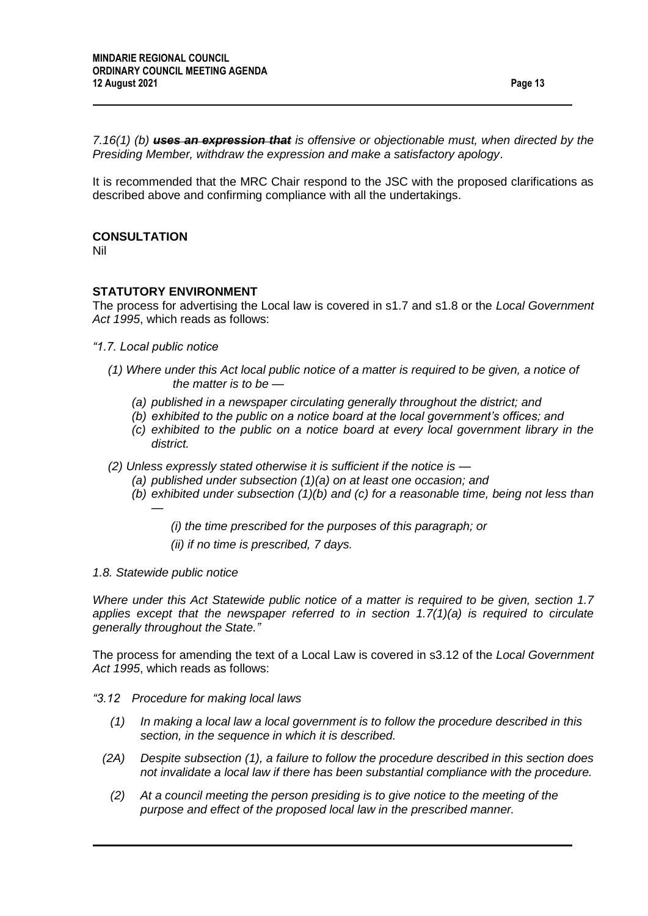*7.16(1) (b)* ***~~uses an expression that~~*** *is offensive or objectionable must, when directed by the Presiding Member, withdraw the expression and make a satisfactory apology*.

It is recommended that the MRC Chair respond to the JSC with the proposed clarifications as described above and confirming compliance with all the undertakings.

**CONSULTATION**

Nil

**STATUTORY ENVIRONMENT**

The process for advertising the Local law is covered in s1.7 and s1.8 or the *Local Government Act 1995*, which reads as follows:

*"1.7. Local public notice*

*(1) Where under this Act local public notice of a matter is required to be given, a notice of the matter is to be —*

- *(a) published in a newspaper circulating generally throughout the district; and*
- *(b) exhibited to the public on a notice board at the local government's offices; and*
- *(c) exhibited to the public on a notice board at every local government library in the district.*

*(2) Unless expressly stated otherwise it is sufficient if the notice is —*

- *(a) published under subsection (1)(a) on at least one occasion; and*
- *(b) exhibited under subsection (1)(b) and (c) for a reasonable time, being not less than —*
  - *(i) the time prescribed for the purposes of this paragraph; or*
  - *(ii) if no time is prescribed, 7 days.*

*1.8. Statewide public notice*

*Where under this Act Statewide public notice of a matter is required to be given, section 1.7 applies except that the newspaper referred to in section 1.7(1)(a) is required to circulate generally throughout the State."*

The process for amending the text of a Local Law is covered in s3.12 of the *Local Government Act 1995*, which reads as follows:

*"3.12 Procedure for making local laws*

*(1) In making a local law a local government is to follow the procedure described in this section, in the sequence in which it is described.*

*(2A) Despite subsection (1), a failure to follow the procedure described in this section does not invalidate a local law if there has been substantial compliance with the procedure.*

*(2) At a council meeting the person presiding is to give notice to the meeting of the purpose and effect of the proposed local law in the prescribed manner.*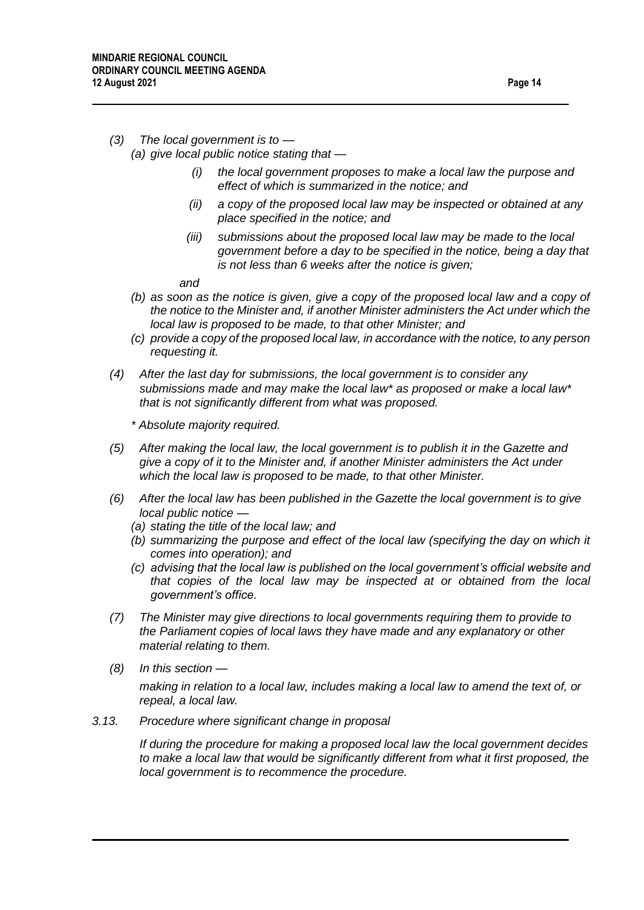*(3) The local government is to —*

*(a) give local public notice stating that —*

*(i) the local government proposes to make a local law the purpose and effect of which is summarized in the notice; and*

*(ii) a copy of the proposed local law may be inspected or obtained at any place specified in the notice; and*

*(iii) submissions about the proposed local law may be made to the local government before a day to be specified in the notice, being a day that is not less than 6 weeks after the notice is given;*

*and*

*(b) as soon as the notice is given, give a copy of the proposed local law and a copy of the notice to the Minister and, if another Minister administers the Act under which the local law is proposed to be made, to that other Minister; and*

*(c) provide a copy of the proposed local law, in accordance with the notice, to any person requesting it.*

*(4) After the last day for submissions, the local government is to consider any submissions made and may make the local law* as proposed or make a local law* that is not significantly different from what was proposed.*

*\* Absolute majority required.*

*(5) After making the local law, the local government is to publish it in the Gazette and give a copy of it to the Minister and, if another Minister administers the Act under which the local law is proposed to be made, to that other Minister.*

*(6) After the local law has been published in the Gazette the local government is to give local public notice —*

*(a) stating the title of the local law; and*

*(b) summarizing the purpose and effect of the local law (specifying the day on which it comes into operation); and*

*(c) advising that the local law is published on the local government's official website and that copies of the local law may be inspected at or obtained from the local government's office.*

*(7) The Minister may give directions to local governments requiring them to provide to the Parliament copies of local laws they have made and any explanatory or other material relating to them.*

*(8) In this section —*

*making in relation to a local law, includes making a local law to amend the text of, or repeal, a local law.*

*3.13. Procedure where significant change in proposal*

*If during the procedure for making a proposed local law the local government decides to make a local law that would be significantly different from what it first proposed, the local government is to recommence the procedure.*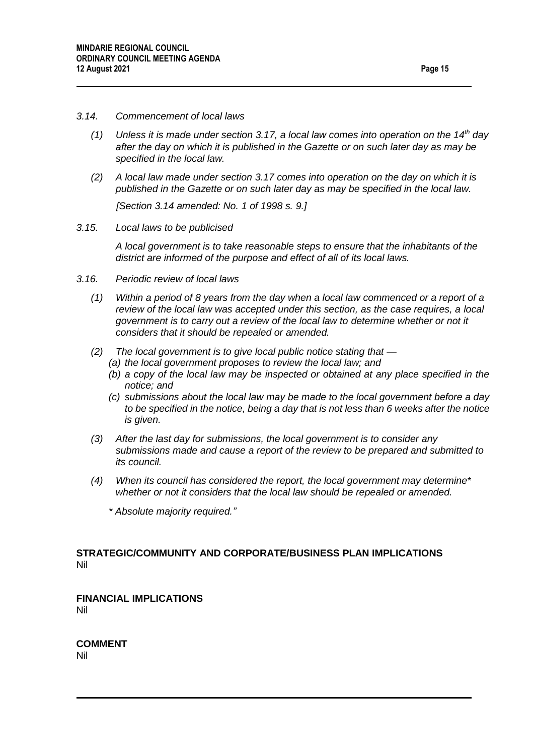*3.14. Commencement of local laws*

*(1) Unless it is made under section 3.17, a local law comes into operation on the 14th day after the day on which it is published in the Gazette or on such later day as may be specified in the local law.*

*(2) A local law made under section 3.17 comes into operation on the day on which it is published in the Gazette or on such later day as may be specified in the local law.*

*[Section 3.14 amended: No. 1 of 1998 s. 9.]*

*3.15. Local laws to be publicised*

*A local government is to take reasonable steps to ensure that the inhabitants of the district are informed of the purpose and effect of all of its local laws.*

*3.16. Periodic review of local laws*

*(1) Within a period of 8 years from the day when a local law commenced or a report of a review of the local law was accepted under this section, as the case requires, a local government is to carry out a review of the local law to determine whether or not it considers that it should be repealed or amended.*

*(2) The local government is to give local public notice stating that —*

*(a) the local government proposes to review the local law; and*

*(b) a copy of the local law may be inspected or obtained at any place specified in the notice; and*

*(c) submissions about the local law may be made to the local government before a day to be specified in the notice, being a day that is not less than 6 weeks after the notice is given.*

*(3) After the last day for submissions, the local government is to consider any submissions made and cause a report of the review to be prepared and submitted to its council.*

*(4) When its council has considered the report, the local government may determine* whether or not it considers that the local law should be repealed or amended.*

** Absolute majority required."*

**STRATEGIC/COMMUNITY AND CORPORATE/BUSINESS PLAN IMPLICATIONS**
Nil

**FINANCIAL IMPLICATIONS**
Nil

**COMMENT**
Nil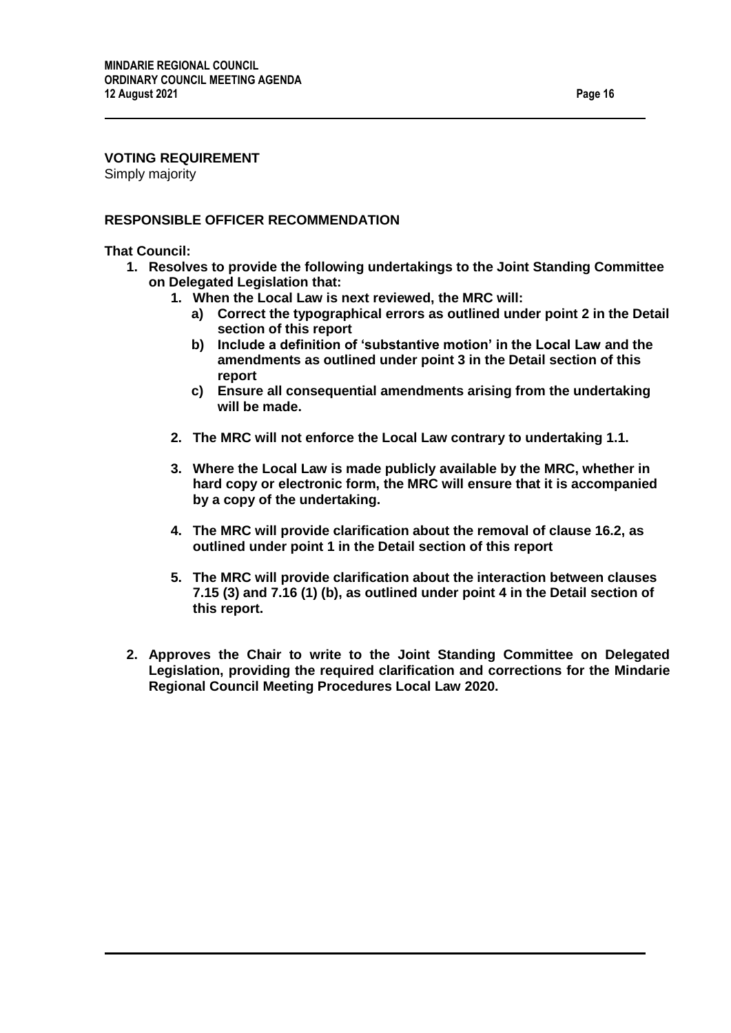**VOTING REQUIREMENT**

Simply majority

**RESPONSIBLE OFFICER RECOMMENDATION**

**That Council:**

1. **Resolves to provide the following undertakings to the Joint Standing Committee on Delegated Legislation that:**
   1. **When the Local Law is next reviewed, the MRC will:**
      - a) **Correct the typographical errors as outlined under point 2 in the Detail section of this report**
      - b) **Include a definition of 'substantive motion' in the Local Law and the amendments as outlined under point 3 in the Detail section of this report**
      - c) **Ensure all consequential amendments arising from the undertaking will be made.**
   2. **The MRC will not enforce the Local Law contrary to undertaking 1.1.**
   3. **Where the Local Law is made publicly available by the MRC, whether in hard copy or electronic form, the MRC will ensure that it is accompanied by a copy of the undertaking.**
   4. **The MRC will provide clarification about the removal of clause 16.2, as outlined under point 1 in the Detail section of this report**
   5. **The MRC will provide clarification about the interaction between clauses 7.15 (3) and 7.16 (1) (b), as outlined under point 4 in the Detail section of this report.**
2. **Approves the Chair to write to the Joint Standing Committee on Delegated Legislation, providing the required clarification and corrections for the Mindarie Regional Council Meeting Procedures Local Law 2020.**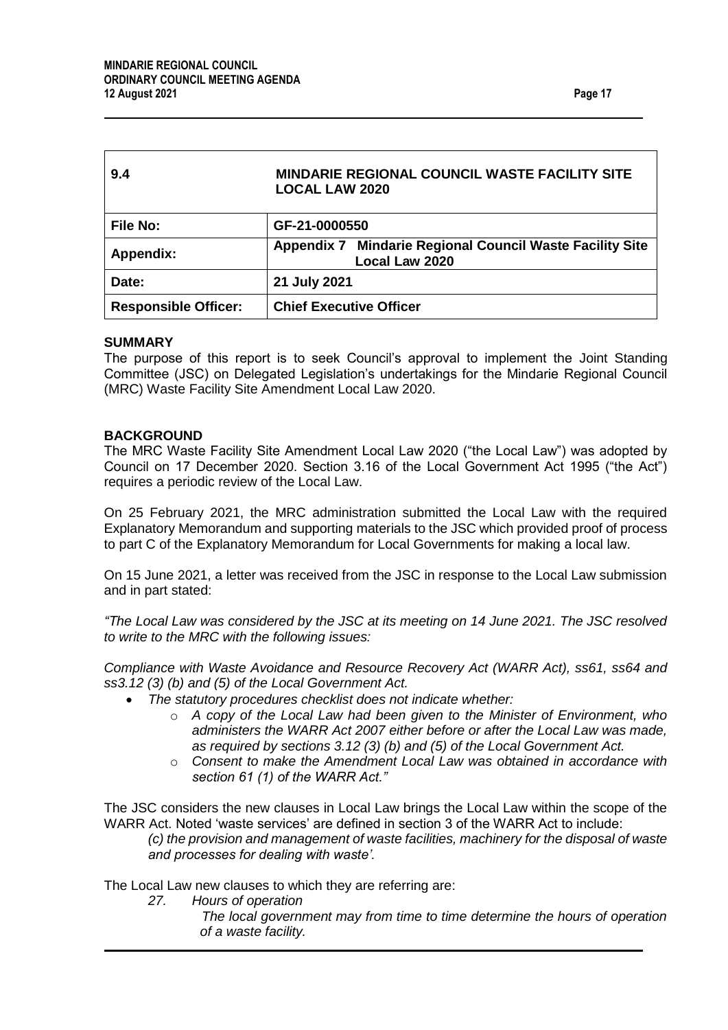| 9.4 | MINDARIE REGIONAL COUNCIL WASTE FACILITY SITE LOCAL LAW 2020 |
|---|---|
| **File No:** | **GF-21-0000550** |
| **Appendix:** | **Appendix 7 Mindarie Regional Council Waste Facility Site Local Law 2020** |
| **Date:** | **21 July 2021** |
| **Responsible Officer:** | **Chief Executive Officer** |

**SUMMARY**

The purpose of this report is to seek Council's approval to implement the Joint Standing Committee (JSC) on Delegated Legislation's undertakings for the Mindarie Regional Council (MRC) Waste Facility Site Amendment Local Law 2020.

**BACKGROUND**

The MRC Waste Facility Site Amendment Local Law 2020 ("the Local Law") was adopted by Council on 17 December 2020. Section 3.16 of the Local Government Act 1995 ("the Act") requires a periodic review of the Local Law.

On 25 February 2021, the MRC administration submitted the Local Law with the required Explanatory Memorandum and supporting materials to the JSC which provided proof of process to part C of the Explanatory Memorandum for Local Governments for making a local law.

On 15 June 2021, a letter was received from the JSC in response to the Local Law submission and in part stated:

*"The Local Law was considered by the JSC at its meeting on 14 June 2021. The JSC resolved to write to the MRC with the following issues:*

*Compliance with Waste Avoidance and Resource Recovery Act (WARR Act), ss61, ss64 and ss3.12 (3) (b) and (5) of the Local Government Act.*

- *The statutory procedures checklist does not indicate whether:*
  - *A copy of the Local Law had been given to the Minister of Environment, who administers the WARR Act 2007 either before or after the Local Law was made, as required by sections 3.12 (3) (b) and (5) of the Local Government Act.*
  - *Consent to make the Amendment Local Law was obtained in accordance with section 61 (1) of the WARR Act."*

The JSC considers the new clauses in Local Law brings the Local Law within the scope of the WARR Act. Noted 'waste services' are defined in section 3 of the WARR Act to include:

> *(c) the provision and management of waste facilities, machinery for the disposal of waste and processes for dealing with waste'.*

The Local Law new clauses to which they are referring are:

> *27. Hours of operation*
>
> *The local government may from time to time determine the hours of operation of a waste facility.*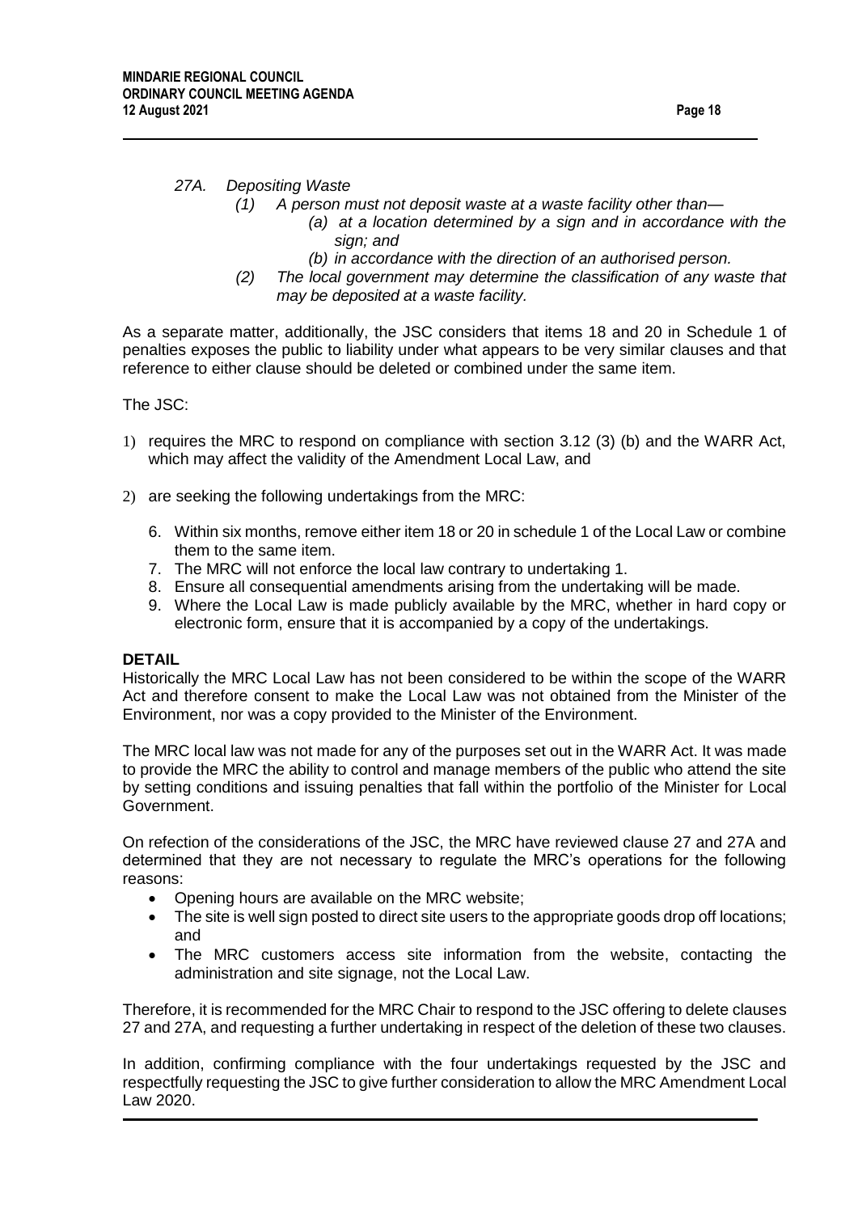*27A. Depositing Waste*

*(1) A person must not deposit waste at a waste facility other than—*

*(a) at a location determined by a sign and in accordance with the sign; and*

*(b) in accordance with the direction of an authorised person.*

*(2) The local government may determine the classification of any waste that may be deposited at a waste facility.*

As a separate matter, additionally, the JSC considers that items 18 and 20 in Schedule 1 of penalties exposes the public to liability under what appears to be very similar clauses and that reference to either clause should be deleted or combined under the same item.

The JSC:

1) requires the MRC to respond on compliance with section 3.12 (3) (b) and the WARR Act, which may affect the validity of the Amendment Local Law, and

2) are seeking the following undertakings from the MRC:

6. Within six months, remove either item 18 or 20 in schedule 1 of the Local Law or combine them to the same item.
7. The MRC will not enforce the local law contrary to undertaking 1.
8. Ensure all consequential amendments arising from the undertaking will be made.
9. Where the Local Law is made publicly available by the MRC, whether in hard copy or electronic form, ensure that it is accompanied by a copy of the undertakings.

**DETAIL**

Historically the MRC Local Law has not been considered to be within the scope of the WARR Act and therefore consent to make the Local Law was not obtained from the Minister of the Environment, nor was a copy provided to the Minister of the Environment.

The MRC local law was not made for any of the purposes set out in the WARR Act. It was made to provide the MRC the ability to control and manage members of the public who attend the site by setting conditions and issuing penalties that fall within the portfolio of the Minister for Local Government.

On refection of the considerations of the JSC, the MRC have reviewed clause 27 and 27A and determined that they are not necessary to regulate the MRC's operations for the following reasons:

- Opening hours are available on the MRC website;
- The site is well sign posted to direct site users to the appropriate goods drop off locations; and
- The MRC customers access site information from the website, contacting the administration and site signage, not the Local Law.

Therefore, it is recommended for the MRC Chair to respond to the JSC offering to delete clauses 27 and 27A, and requesting a further undertaking in respect of the deletion of these two clauses.

In addition, confirming compliance with the four undertakings requested by the JSC and respectfully requesting the JSC to give further consideration to allow the MRC Amendment Local Law 2020.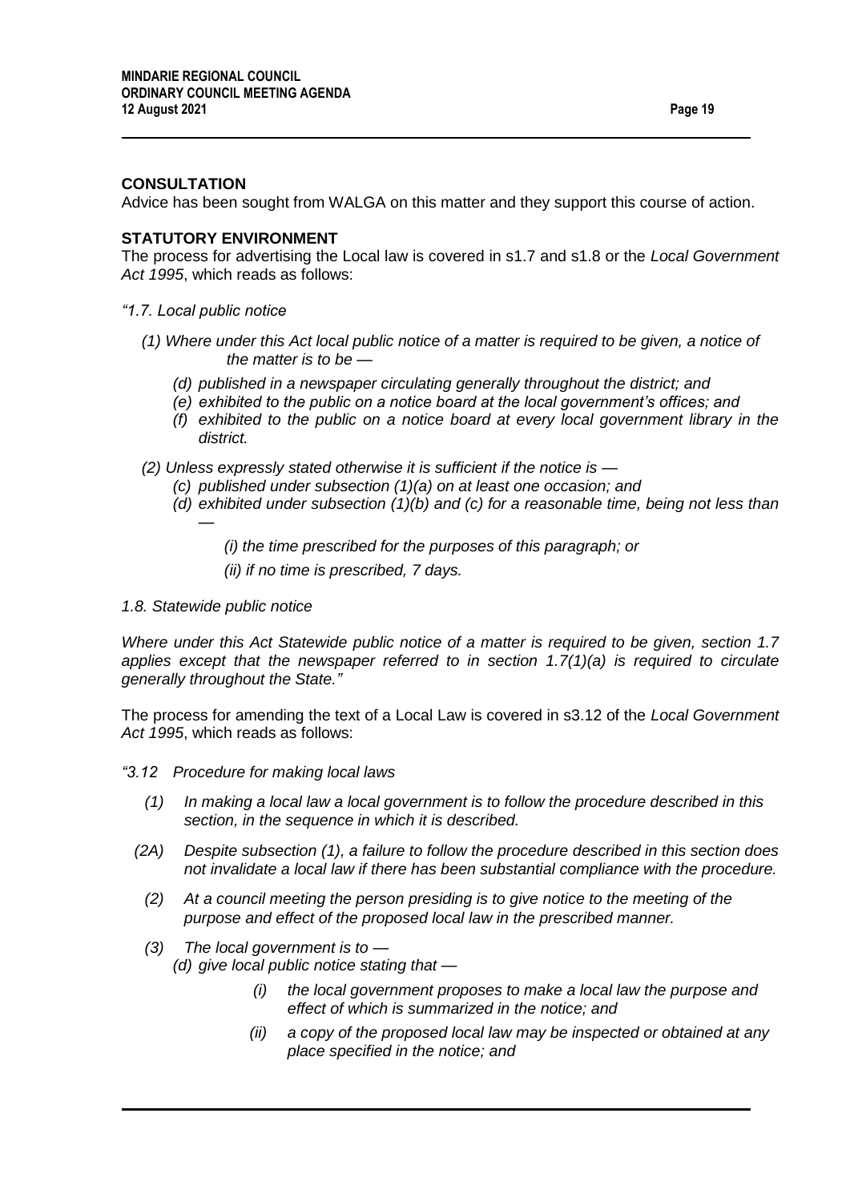**CONSULTATION**

Advice has been sought from WALGA on this matter and they support this course of action.

**STATUTORY ENVIRONMENT**

The process for advertising the Local law is covered in s1.7 and s1.8 or the *Local Government Act 1995*, which reads as follows:

*"1.7. Local public notice*

*(1) Where under this Act local public notice of a matter is required to be given, a notice of the matter is to be —*

*(d) published in a newspaper circulating generally throughout the district; and*

*(e) exhibited to the public on a notice board at the local government's offices; and*

*(f) exhibited to the public on a notice board at every local government library in the district.*

*(2) Unless expressly stated otherwise it is sufficient if the notice is —*

*(c) published under subsection (1)(a) on at least one occasion; and*

*(d) exhibited under subsection (1)(b) and (c) for a reasonable time, being not less than —*

*(i) the time prescribed for the purposes of this paragraph; or*

*(ii) if no time is prescribed, 7 days.*

*1.8. Statewide public notice*

*Where under this Act Statewide public notice of a matter is required to be given, section 1.7 applies except that the newspaper referred to in section 1.7(1)(a) is required to circulate generally throughout the State."*

The process for amending the text of a Local Law is covered in s3.12 of the *Local Government Act 1995*, which reads as follows:

*"3.12 Procedure for making local laws*

*(1) In making a local law a local government is to follow the procedure described in this section, in the sequence in which it is described.*

*(2A) Despite subsection (1), a failure to follow the procedure described in this section does not invalidate a local law if there has been substantial compliance with the procedure.*

*(2) At a council meeting the person presiding is to give notice to the meeting of the purpose and effect of the proposed local law in the prescribed manner.*

*(3) The local government is to —*

*(d) give local public notice stating that —*

*(i) the local government proposes to make a local law the purpose and effect of which is summarized in the notice; and*

*(ii) a copy of the proposed local law may be inspected or obtained at any place specified in the notice; and*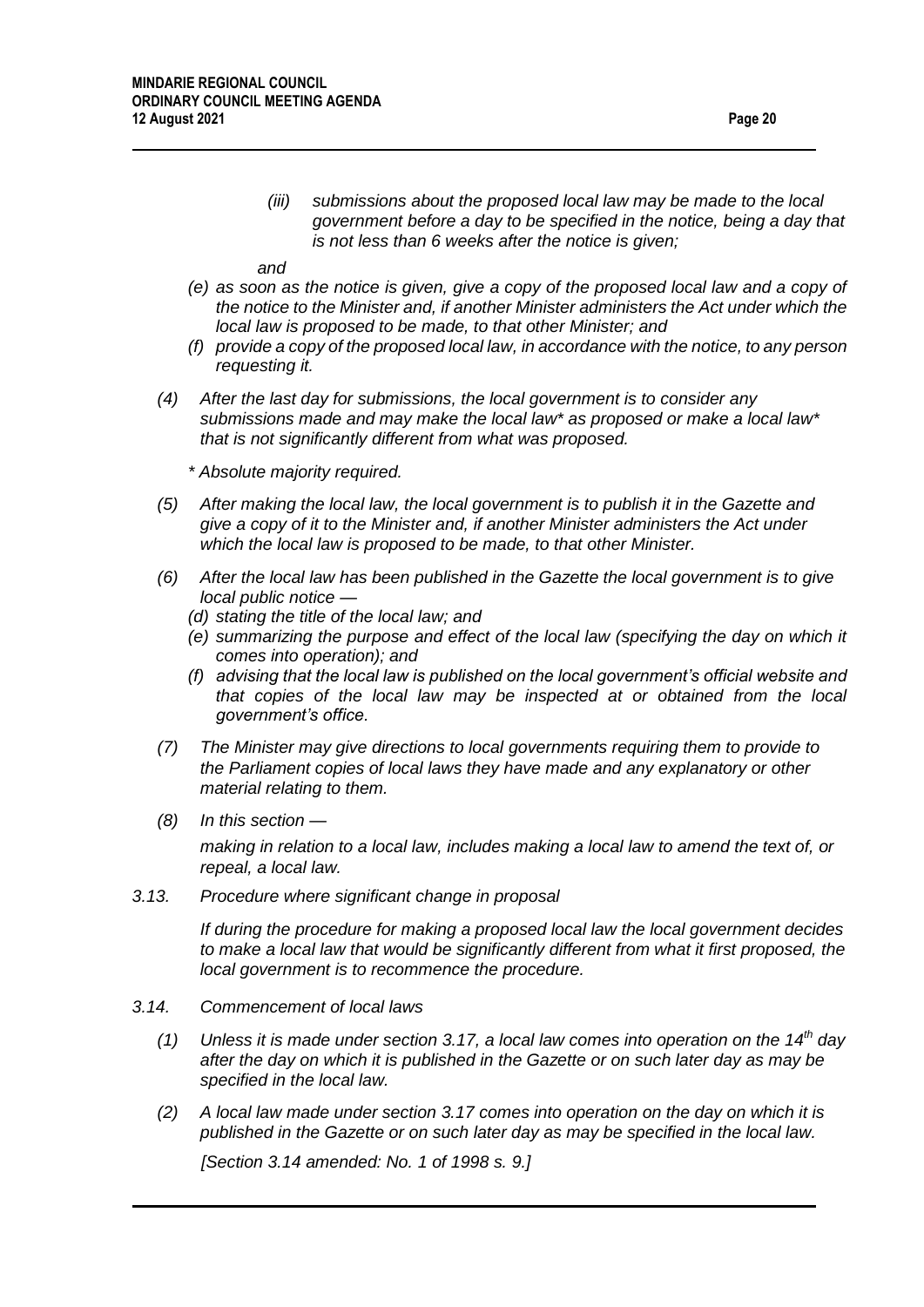*(iii) submissions about the proposed local law may be made to the local government before a day to be specified in the notice, being a day that is not less than 6 weeks after the notice is given;*

*and*

*(e) as soon as the notice is given, give a copy of the proposed local law and a copy of the notice to the Minister and, if another Minister administers the Act under which the local law is proposed to be made, to that other Minister; and*

*(f) provide a copy of the proposed local law, in accordance with the notice, to any person requesting it.*

*(4) After the last day for submissions, the local government is to consider any submissions made and may make the local law\* as proposed or make a local law\* that is not significantly different from what was proposed.*

*\* Absolute majority required.*

*(5) After making the local law, the local government is to publish it in the Gazette and give a copy of it to the Minister and, if another Minister administers the Act under which the local law is proposed to be made, to that other Minister.*

*(6) After the local law has been published in the Gazette the local government is to give local public notice —*

*(d) stating the title of the local law; and*

*(e) summarizing the purpose and effect of the local law (specifying the day on which it comes into operation); and*

*(f) advising that the local law is published on the local government's official website and that copies of the local law may be inspected at or obtained from the local government's office.*

*(7) The Minister may give directions to local governments requiring them to provide to the Parliament copies of local laws they have made and any explanatory or other material relating to them.*

*(8) In this section —*

*making in relation to a local law, includes making a local law to amend the text of, or repeal, a local law.*

*3.13. Procedure where significant change in proposal*

*If during the procedure for making a proposed local law the local government decides to make a local law that would be significantly different from what it first proposed, the local government is to recommence the procedure.*

*3.14. Commencement of local laws*

*(1) Unless it is made under section 3.17, a local law comes into operation on the 14th day after the day on which it is published in the Gazette or on such later day as may be specified in the local law.*

*(2) A local law made under section 3.17 comes into operation on the day on which it is published in the Gazette or on such later day as may be specified in the local law.*

*[Section 3.14 amended: No. 1 of 1998 s. 9.]*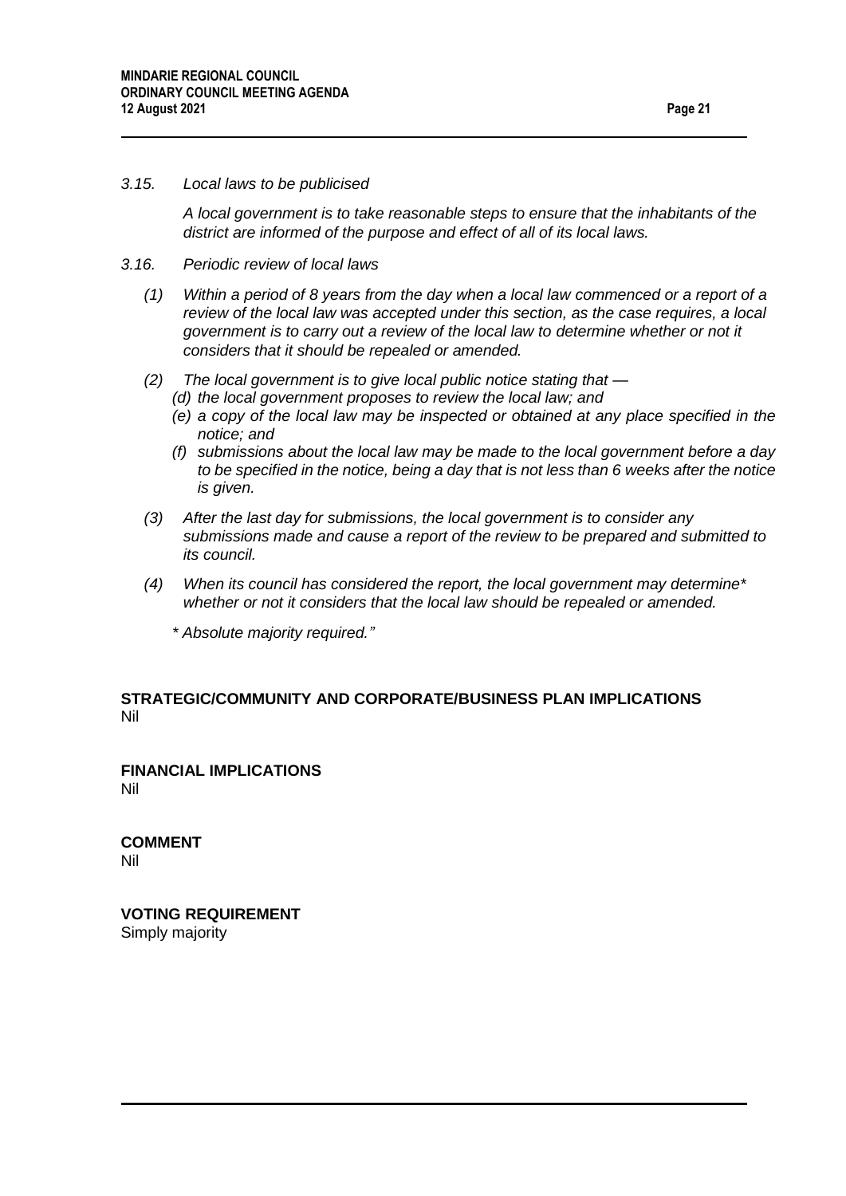*3.15. Local laws to be publicised*

*A local government is to take reasonable steps to ensure that the inhabitants of the district are informed of the purpose and effect of all of its local laws.*

*3.16. Periodic review of local laws*

*(1) Within a period of 8 years from the day when a local law commenced or a report of a review of the local law was accepted under this section, as the case requires, a local government is to carry out a review of the local law to determine whether or not it considers that it should be repealed or amended.*

*(2) The local government is to give local public notice stating that —*

*(d) the local government proposes to review the local law; and*

*(e) a copy of the local law may be inspected or obtained at any place specified in the notice; and*

*(f) submissions about the local law may be made to the local government before a day to be specified in the notice, being a day that is not less than 6 weeks after the notice is given.*

*(3) After the last day for submissions, the local government is to consider any submissions made and cause a report of the review to be prepared and submitted to its council.*

*(4) When its council has considered the report, the local government may determine* whether or not it considers that the local law should be repealed or amended.*

*\* Absolute majority required."*

**STRATEGIC/COMMUNITY AND CORPORATE/BUSINESS PLAN IMPLICATIONS**
Nil

**FINANCIAL IMPLICATIONS**
Nil

**COMMENT**
Nil

**VOTING REQUIREMENT**
Simply majority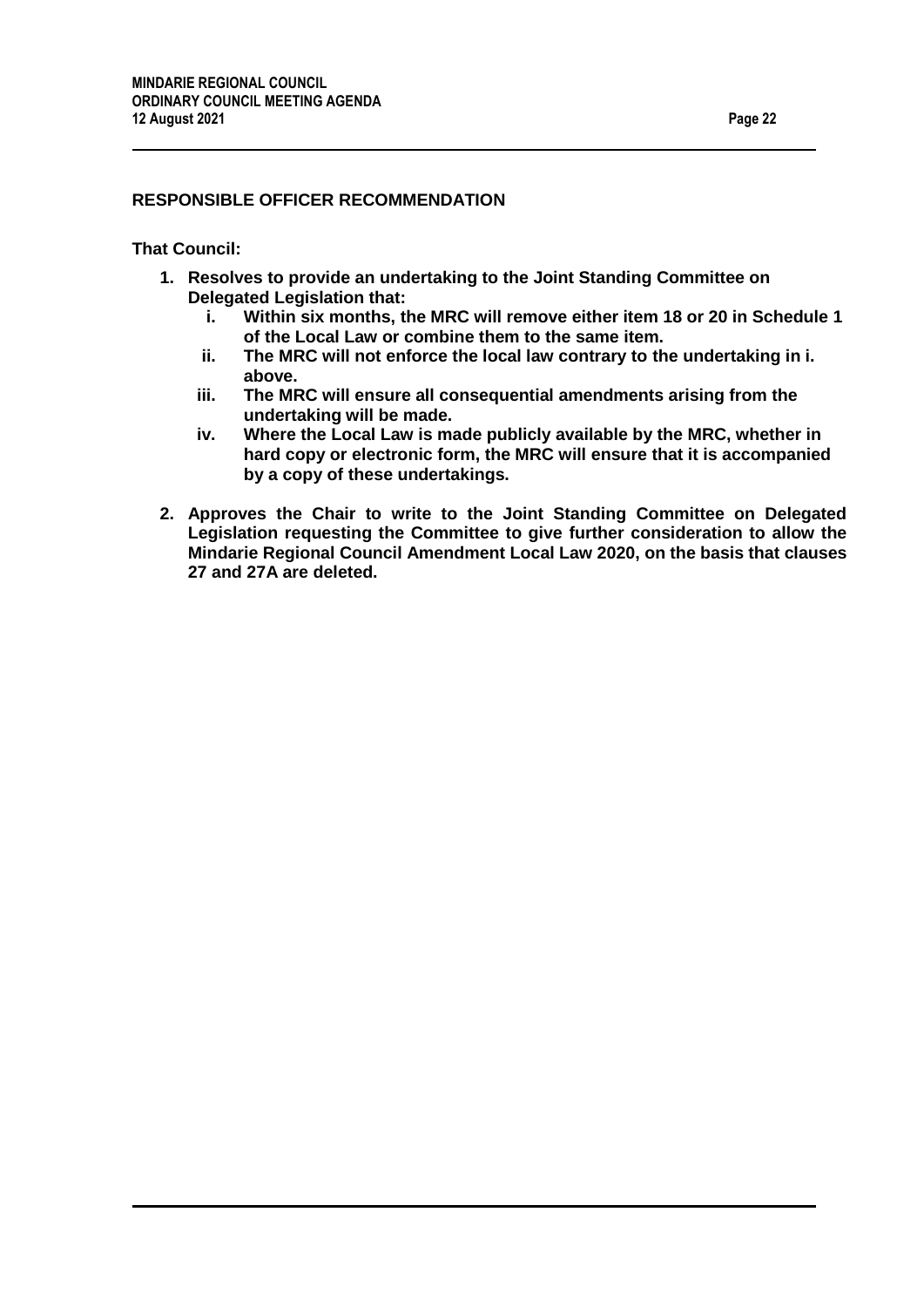## RESPONSIBLE OFFICER RECOMMENDATION

**That Council:**

1. **Resolves to provide an undertaking to the Joint Standing Committee on Delegated Legislation that:**
   i. **Within six months, the MRC will remove either item 18 or 20 in Schedule 1 of the Local Law or combine them to the same item.**
   ii. **The MRC will not enforce the local law contrary to the undertaking in i. above.**
   iii. **The MRC will ensure all consequential amendments arising from the undertaking will be made.**
   iv. **Where the Local Law is made publicly available by the MRC, whether in hard copy or electronic form, the MRC will ensure that it is accompanied by a copy of these undertakings.**

2. **Approves the Chair to write to the Joint Standing Committee on Delegated Legislation requesting the Committee to give further consideration to allow the Mindarie Regional Council Amendment Local Law 2020, on the basis that clauses 27 and 27A are deleted.**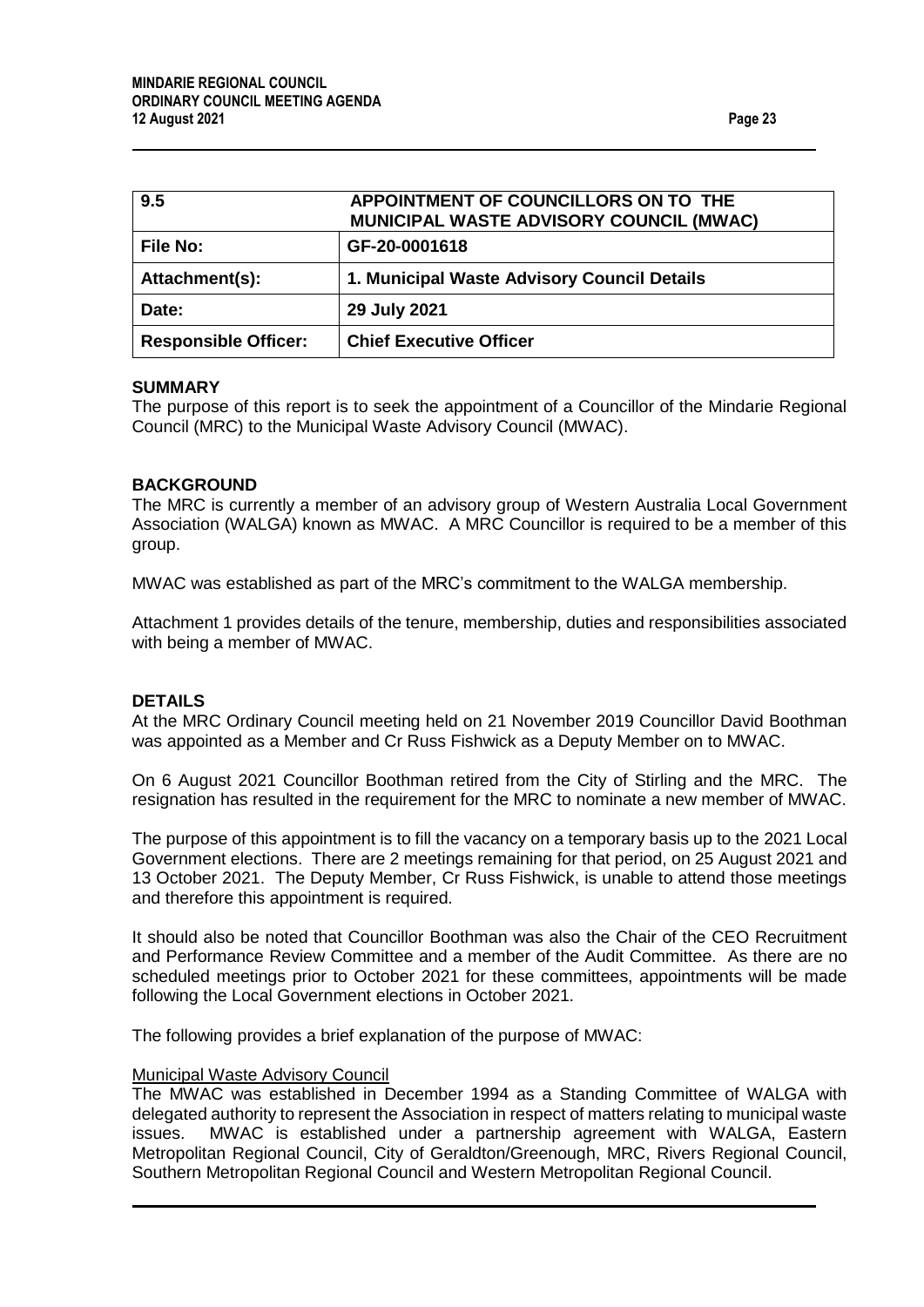| 9.5 | APPOINTMENT OF COUNCILLORS ON TO THE MUNICIPAL WASTE ADVISORY COUNCIL (MWAC) |
|---|---|
| **File No:** | **GF-20-0001618** |
| **Attachment(s):** | **1. Municipal Waste Advisory Council Details** |
| **Date:** | **29 July 2021** |
| **Responsible Officer:** | **Chief Executive Officer** |

**SUMMARY**

The purpose of this report is to seek the appointment of a Councillor of the Mindarie Regional Council (MRC) to the Municipal Waste Advisory Council (MWAC).

**BACKGROUND**

The MRC is currently a member of an advisory group of Western Australia Local Government Association (WALGA) known as MWAC. A MRC Councillor is required to be a member of this group.

MWAC was established as part of the MRC's commitment to the WALGA membership.

Attachment 1 provides details of the tenure, membership, duties and responsibilities associated with being a member of MWAC.

**DETAILS**

At the MRC Ordinary Council meeting held on 21 November 2019 Councillor David Boothman was appointed as a Member and Cr Russ Fishwick as a Deputy Member on to MWAC.

On 6 August 2021 Councillor Boothman retired from the City of Stirling and the MRC. The resignation has resulted in the requirement for the MRC to nominate a new member of MWAC.

The purpose of this appointment is to fill the vacancy on a temporary basis up to the 2021 Local Government elections. There are 2 meetings remaining for that period, on 25 August 2021 and 13 October 2021. The Deputy Member, Cr Russ Fishwick, is unable to attend those meetings and therefore this appointment is required.

It should also be noted that Councillor Boothman was also the Chair of the CEO Recruitment and Performance Review Committee and a member of the Audit Committee. As there are no scheduled meetings prior to October 2021 for these committees, appointments will be made following the Local Government elections in October 2021.

The following provides a brief explanation of the purpose of MWAC:

<u>Municipal Waste Advisory Council</u>

The MWAC was established in December 1994 as a Standing Committee of WALGA with delegated authority to represent the Association in respect of matters relating to municipal waste issues. MWAC is established under a partnership agreement with WALGA, Eastern Metropolitan Regional Council, City of Geraldton/Greenough, MRC, Rivers Regional Council, Southern Metropolitan Regional Council and Western Metropolitan Regional Council.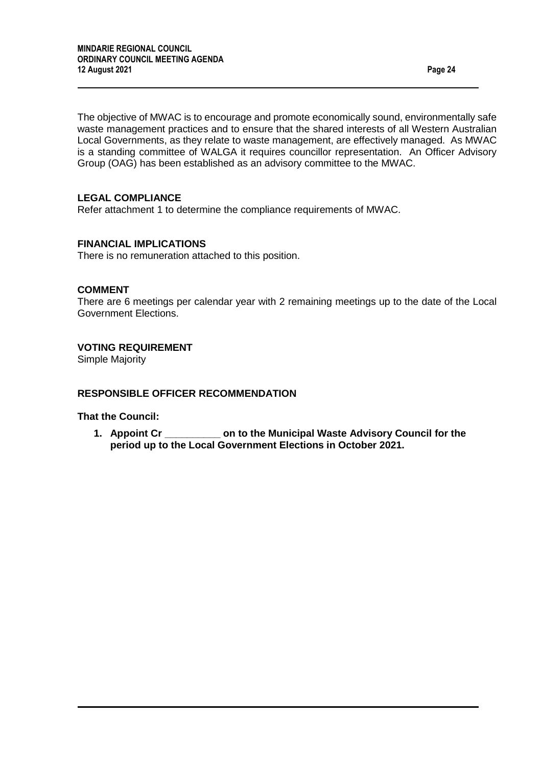The objective of MWAC is to encourage and promote economically sound, environmentally safe waste management practices and to ensure that the shared interests of all Western Australian Local Governments, as they relate to waste management, are effectively managed. As MWAC is a standing committee of WALGA it requires councillor representation. An Officer Advisory Group (OAG) has been established as an advisory committee to the MWAC.

**LEGAL COMPLIANCE**

Refer attachment 1 to determine the compliance requirements of MWAC.

**FINANCIAL IMPLICATIONS**

There is no remuneration attached to this position.

**COMMENT**

There are 6 meetings per calendar year with 2 remaining meetings up to the date of the Local Government Elections.

**VOTING REQUIREMENT**

Simple Majority

**RESPONSIBLE OFFICER RECOMMENDATION**

**That the Council:**

1. **Appoint Cr __________ on to the Municipal Waste Advisory Council for the period up to the Local Government Elections in October 2021.**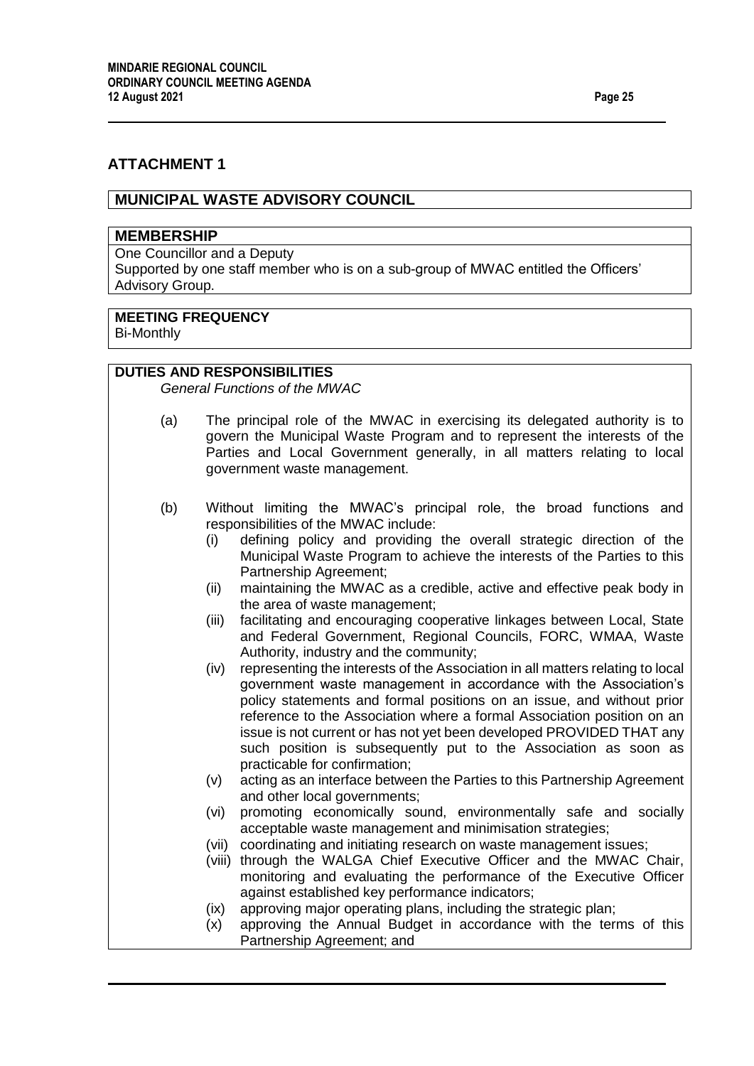## ATTACHMENT 1

### MUNICIPAL WASTE ADVISORY COUNCIL

**MEMBERSHIP**

One Councillor and a Deputy
Supported by one staff member who is on a sub-group of MWAC entitled the Officers' Advisory Group.

**MEETING FREQUENCY**

Bi-Monthly

**DUTIES AND RESPONSIBILITIES**

*General Functions of the MWAC*

(a) The principal role of the MWAC in exercising its delegated authority is to govern the Municipal Waste Program and to represent the interests of the Parties and Local Government generally, in all matters relating to local government waste management.

(b) Without limiting the MWAC's principal role, the broad functions and responsibilities of the MWAC include:

- (i) defining policy and providing the overall strategic direction of the Municipal Waste Program to achieve the interests of the Parties to this Partnership Agreement;
- (ii) maintaining the MWAC as a credible, active and effective peak body in the area of waste management;
- (iii) facilitating and encouraging cooperative linkages between Local, State and Federal Government, Regional Councils, FORC, WMAA, Waste Authority, industry and the community;
- (iv) representing the interests of the Association in all matters relating to local government waste management in accordance with the Association's policy statements and formal positions on an issue, and without prior reference to the Association where a formal Association position on an issue is not current or has not yet been developed PROVIDED THAT any such position is subsequently put to the Association as soon as practicable for confirmation;
- (v) acting as an interface between the Parties to this Partnership Agreement and other local governments;
- (vi) promoting economically sound, environmentally safe and socially acceptable waste management and minimisation strategies;
- (vii) coordinating and initiating research on waste management issues;
- (viii) through the WALGA Chief Executive Officer and the MWAC Chair, monitoring and evaluating the performance of the Executive Officer against established key performance indicators;
- (ix) approving major operating plans, including the strategic plan;
- (x) approving the Annual Budget in accordance with the terms of this Partnership Agreement; and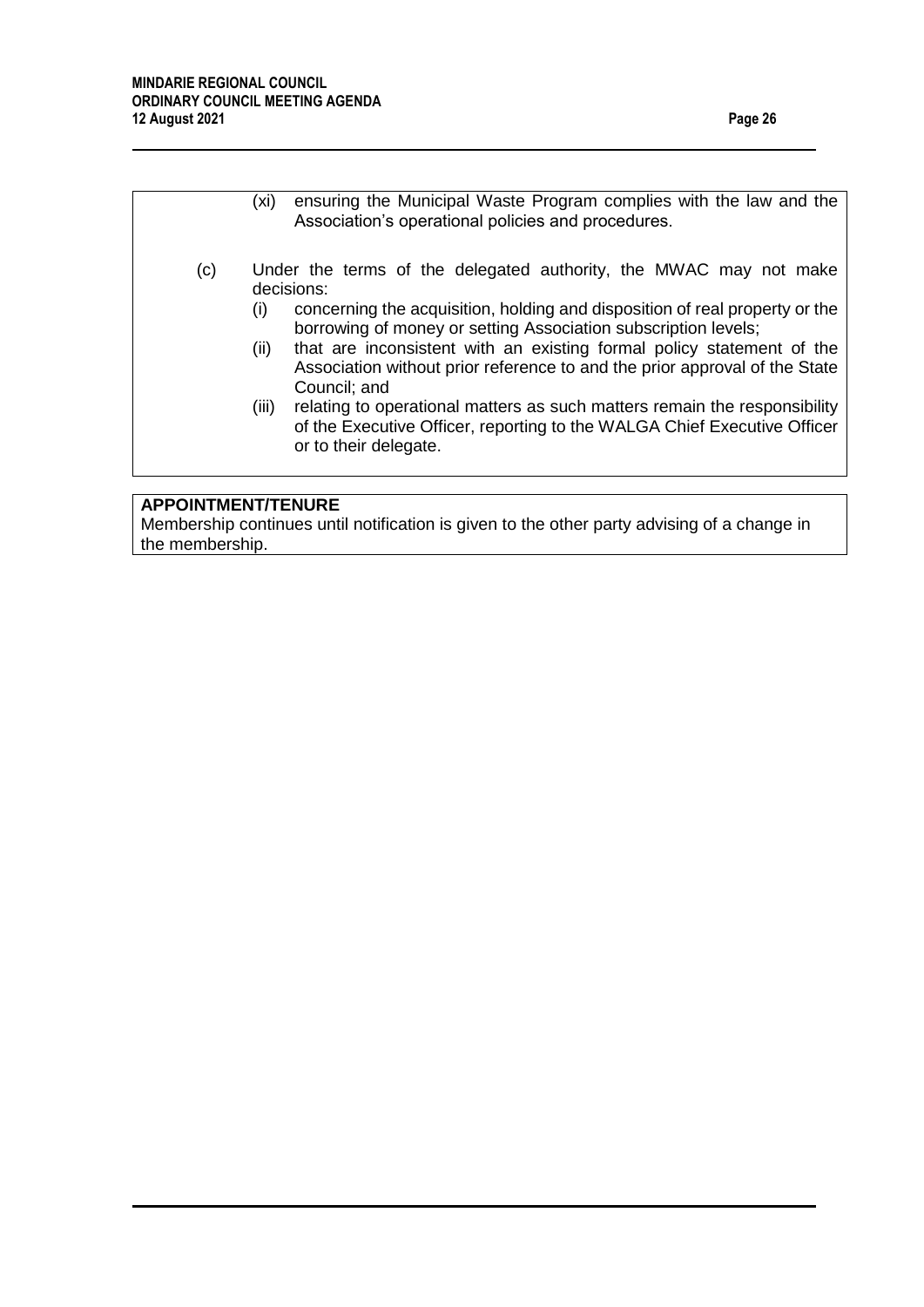(xi) ensuring the Municipal Waste Program complies with the law and the Association's operational policies and procedures.

(c) Under the terms of the delegated authority, the MWAC may not make decisions:

(i) concerning the acquisition, holding and disposition of real property or the borrowing of money or setting Association subscription levels;

(ii) that are inconsistent with an existing formal policy statement of the Association without prior reference to and the prior approval of the State Council; and

(iii) relating to operational matters as such matters remain the responsibility of the Executive Officer, reporting to the WALGA Chief Executive Officer or to their delegate.

**APPOINTMENT/TENURE**

Membership continues until notification is given to the other party advising of a change in the membership.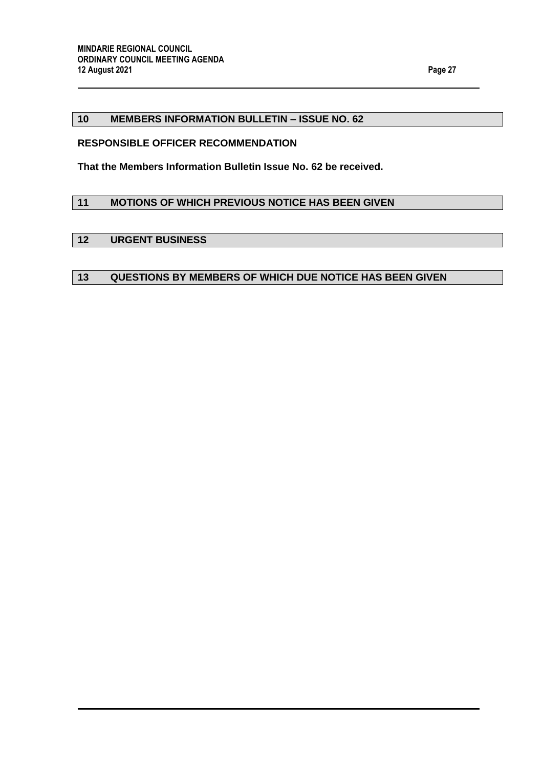## 10 MEMBERS INFORMATION BULLETIN – ISSUE NO. 62

**RESPONSIBLE OFFICER RECOMMENDATION**

**That the Members Information Bulletin Issue No. 62 be received.**

## 11 MOTIONS OF WHICH PREVIOUS NOTICE HAS BEEN GIVEN

## 12 URGENT BUSINESS

## 13 QUESTIONS BY MEMBERS OF WHICH DUE NOTICE HAS BEEN GIVEN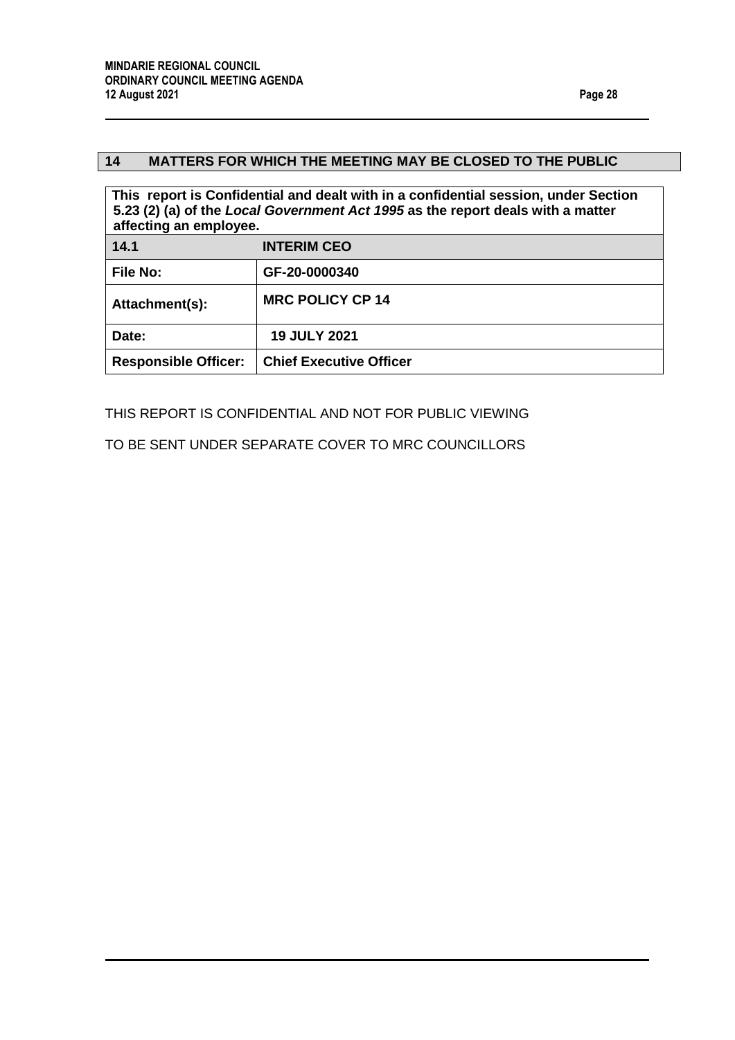## 14 MATTERS FOR WHICH THE MEETING MAY BE CLOSED TO THE PUBLIC

| This report is Confidential and dealt with in a confidential session, under Section 5.23 (2) (a) of the ***Local Government Act 1995*** as the report deals with a matter affecting an employee. | |
|---|---|
| **14.1** | **INTERIM CEO** |
| **File No:** | **GF-20-0000340** |
| **Attachment(s):** | **MRC POLICY CP 14** |
| **Date:** | **19 JULY 2021** |
| **Responsible Officer:** | **Chief Executive Officer** |

THIS REPORT IS CONFIDENTIAL AND NOT FOR PUBLIC VIEWING

TO BE SENT UNDER SEPARATE COVER TO MRC COUNCILLORS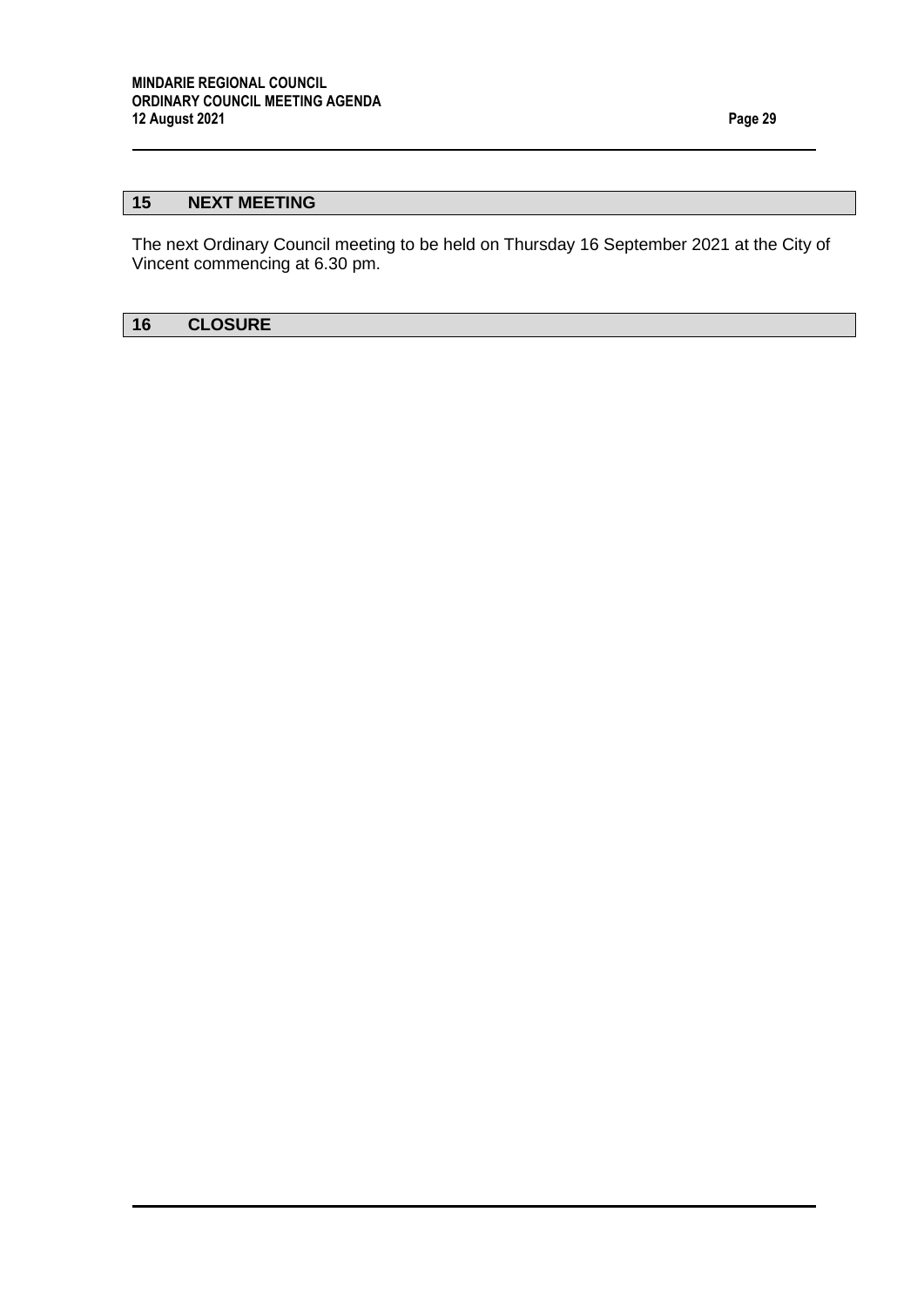## 15 NEXT MEETING

The next Ordinary Council meeting to be held on Thursday 16 September 2021 at the City of Vincent commencing at 6.30 pm.

## 16 CLOSURE